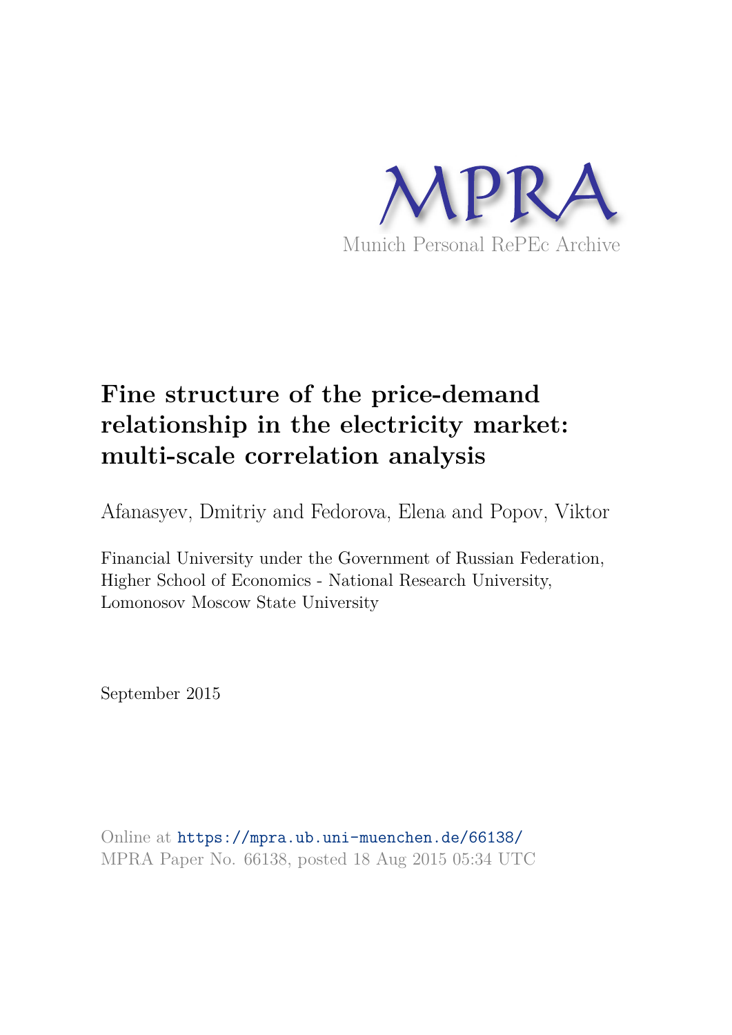MPRA

Munich Personal RePEc Archive

# Fine structure of the price-demand relationship in the electricity market: multi-scale correlation analysis

Afanasyev, Dmitriy and Fedorova, Elena and Popov, Viktor

Financial University under the Government of Russian Federation, Higher School of Economics - National Research University, Lomonosov Moscow State University

September 2015

Online at https://mpra.ub.uni-muenchen.de/66138/
MPRA Paper No. 66138, posted 18 Aug 2015 05:34 UTC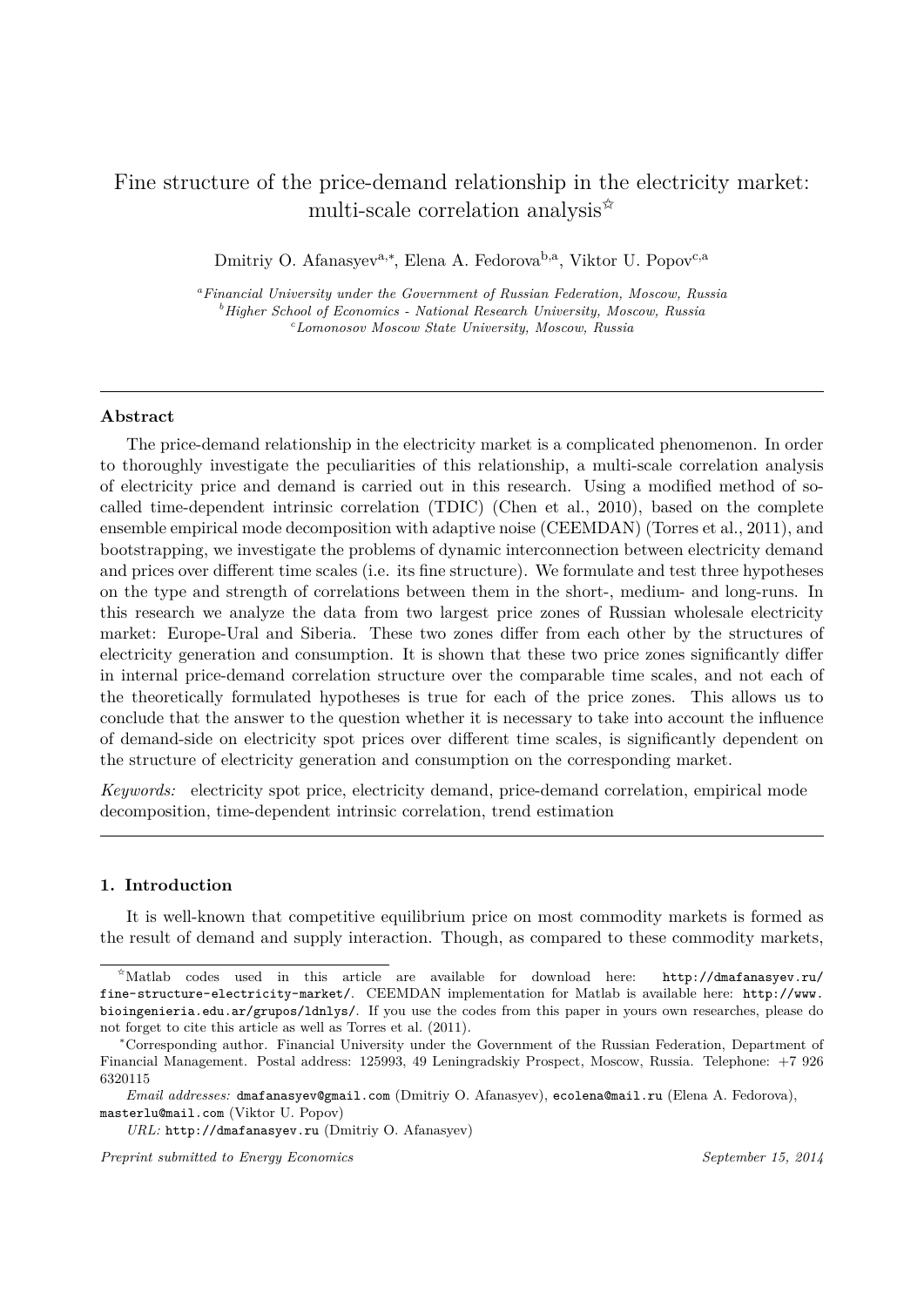# Fine structure of the price-demand relationship in the electricity market: multi-scale correlation analysis[☆]

Dmitriy O. Afanasyev[a,*], Elena A. Fedorova[b,a], Viktor U. Popov[c,a]

[a] *Financial University under the Government of Russian Federation, Moscow, Russia*
[b] *Higher School of Economics - National Research University, Moscow, Russia*
[c] *Lomonosov Moscow State University, Moscow, Russia*

---

## Abstract

The price-demand relationship in the electricity market is a complicated phenomenon. In order to thoroughly investigate the peculiarities of this relationship, a multi-scale correlation analysis of electricity price and demand is carried out in this research. Using a modified method of so-called time-dependent intrinsic correlation (TDIC) (Chen et al., 2010), based on the complete ensemble empirical mode decomposition with adaptive noise (CEEMDAN) (Torres et al., 2011), and bootstrapping, we investigate the problems of dynamic interconnection between electricity demand and prices over different time scales (i.e. its fine structure). We formulate and test three hypotheses on the type and strength of correlations between them in the short-, medium- and long-runs. In this research we analyze the data from two largest price zones of Russian wholesale electricity market: Europe-Ural and Siberia. These two zones differ from each other by the structures of electricity generation and consumption. It is shown that these two price zones significantly differ in internal price-demand correlation structure over the comparable time scales, and not each of the theoretically formulated hypotheses is true for each of the price zones. This allows us to conclude that the answer to the question whether it is necessary to take into account the influence of demand-side on electricity spot prices over different time scales, is significantly dependent on the structure of electricity generation and consumption on the corresponding market.

*Keywords:* electricity spot price, electricity demand, price-demand correlation, empirical mode decomposition, time-dependent intrinsic correlation, trend estimation

---

## 1. Introduction

It is well-known that competitive equilibrium price on most commodity markets is formed as the result of demand and supply interaction. Though, as compared to these commodity markets,

---

[☆] Matlab codes used in this article are available for download here: `http://dmafanasyev.ru/fine-structure-electricity-market/`. CEEMDAN implementation for Matlab is available here: `http://www.bioingenieria.edu.ar/grupos/ldnlys/`. If you use the codes from this paper in yours own researches, please do not forget to cite this article as well as Torres et al. (2011).

[*] Corresponding author. Financial University under the Government of the Russian Federation, Department of Financial Management. Postal address: 125993, 49 Leningradskiy Prospect, Moscow, Russia. Telephone: +7 926 6320115

*Email addresses:* `dmafanasyev@gmail.com` (Dmitriy O. Afanasyev), `ecolena@mail.ru` (Elena A. Fedorova), `masterlu@mail.com` (Viktor U. Popov)

*URL:* `http://dmafanasyev.ru` (Dmitriy O. Afanasyev)

*Preprint submitted to Energy Economics* *September 15, 2014*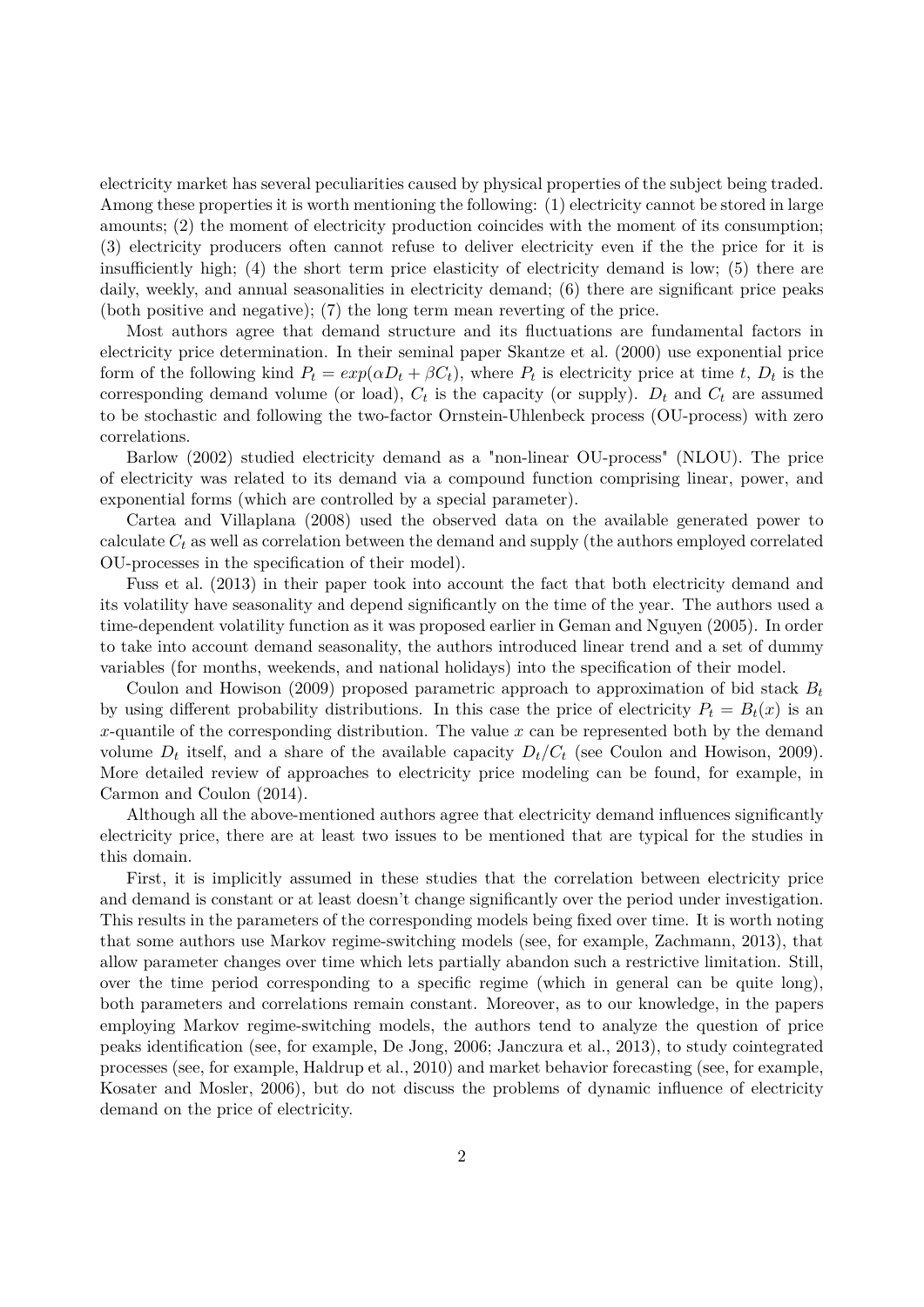electricity market has several peculiarities caused by physical properties of the subject being traded. Among these properties it is worth mentioning the following: (1) electricity cannot be stored in large amounts; (2) the moment of electricity production coincides with the moment of its consumption; (3) electricity producers often cannot refuse to deliver electricity even if the the price for it is insufficiently high; (4) the short term price elasticity of electricity demand is low; (5) there are daily, weekly, and annual seasonalities in electricity demand; (6) there are significant price peaks (both positive and negative); (7) the long term mean reverting of the price.

Most authors agree that demand structure and its fluctuations are fundamental factors in electricity price determination. In their seminal paper Skantze et al. (2000) use exponential price form of the following kind $P_t = exp(\alpha D_t + \beta C_t)$, where $P_t$ is electricity price at time $t$, $D_t$ is the corresponding demand volume (or load), $C_t$ is the capacity (or supply). $D_t$ and $C_t$ are assumed to be stochastic and following the two-factor Ornstein-Uhlenbeck process (OU-process) with zero correlations.

Barlow (2002) studied electricity demand as a "non-linear OU-process" (NLOU). The price of electricity was related to its demand via a compound function comprising linear, power, and exponential forms (which are controlled by a special parameter).

Cartea and Villaplana (2008) used the observed data on the available generated power to calculate $C_t$ as well as correlation between the demand and supply (the authors employed correlated OU-processes in the specification of their model).

Fuss et al. (2013) in their paper took into account the fact that both electricity demand and its volatility have seasonality and depend significantly on the time of the year. The authors used a time-dependent volatility function as it was proposed earlier in Geman and Nguyen (2005). In order to take into account demand seasonality, the authors introduced linear trend and a set of dummy variables (for months, weekends, and national holidays) into the specification of their model.

Coulon and Howison (2009) proposed parametric approach to approximation of bid stack $B_t$ by using different probability distributions. In this case the price of electricity $P_t = B_t(x)$ is an $x$-quantile of the corresponding distribution. The value $x$ can be represented both by the demand volume $D_t$ itself, and a share of the available capacity $D_t/C_t$ (see Coulon and Howison, 2009). More detailed review of approaches to electricity price modeling can be found, for example, in Carmon and Coulon (2014).

Although all the above-mentioned authors agree that electricity demand influences significantly electricity price, there are at least two issues to be mentioned that are typical for the studies in this domain.

First, it is implicitly assumed in these studies that the correlation between electricity price and demand is constant or at least doesn't change significantly over the period under investigation. This results in the parameters of the corresponding models being fixed over time. It is worth noting that some authors use Markov regime-switching models (see, for example, Zachmann, 2013), that allow parameter changes over time which lets partially abandon such a restrictive limitation. Still, over the time period corresponding to a specific regime (which in general can be quite long), both parameters and correlations remain constant. Moreover, as to our knowledge, in the papers employing Markov regime-switching models, the authors tend to analyze the question of price peaks identification (see, for example, De Jong, 2006; Janczura et al., 2013), to study cointegrated processes (see, for example, Haldrup et al., 2010) and market behavior forecasting (see, for example, Kosater and Mosler, 2006), but do not discuss the problems of dynamic influence of electricity demand on the price of electricity.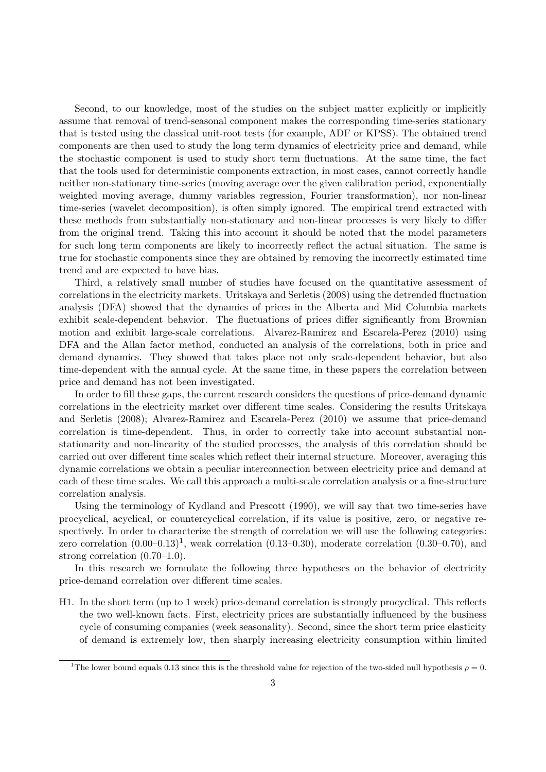Second, to our knowledge, most of the studies on the subject matter explicitly or implicitly assume that removal of trend-seasonal component makes the corresponding time-series stationary that is tested using the classical unit-root tests (for example, ADF or KPSS). The obtained trend components are then used to study the long term dynamics of electricity price and demand, while the stochastic component is used to study short term fluctuations. At the same time, the fact that the tools used for deterministic components extraction, in most cases, cannot correctly handle neither non-stationary time-series (moving average over the given calibration period, exponentially weighted moving average, dummy variables regression, Fourier transformation), nor non-linear time-series (wavelet decomposition), is often simply ignored. The empirical trend extracted with these methods from substantially non-stationary and non-linear processes is very likely to differ from the original trend. Taking this into account it should be noted that the model parameters for such long term components are likely to incorrectly reflect the actual situation. The same is true for stochastic components since they are obtained by removing the incorrectly estimated time trend and are expected to have bias.

Third, a relatively small number of studies have focused on the quantitative assessment of correlations in the electricity markets. Uritskaya and Serletis (2008) using the detrended fluctuation analysis (DFA) showed that the dynamics of prices in the Alberta and Mid Columbia markets exhibit scale-dependent behavior. The fluctuations of prices differ significantly from Brownian motion and exhibit large-scale correlations. Alvarez-Ramirez and Escarela-Perez (2010) using DFA and the Allan factor method, conducted an analysis of the correlations, both in price and demand dynamics. They showed that takes place not only scale-dependent behavior, but also time-dependent with the annual cycle. At the same time, in these papers the correlation between price and demand has not been investigated.

In order to fill these gaps, the current research considers the questions of price-demand dynamic correlations in the electricity market over different time scales. Considering the results Uritskaya and Serletis (2008); Alvarez-Ramirez and Escarela-Perez (2010) we assume that price-demand correlation is time-dependent. Thus, in order to correctly take into account substantial non-stationarity and non-linearity of the studied processes, the analysis of this correlation should be carried out over different time scales which reflect their internal structure. Moreover, averaging this dynamic correlations we obtain a peculiar interconnection between electricity price and demand at each of these time scales. We call this approach a multi-scale correlation analysis or a fine-structure correlation analysis.

Using the terminology of Kydland and Prescott (1990), we will say that two time-series have procyclical, acyclical, or countercyclical correlation, if its value is positive, zero, or negative respectively. In order to characterize the strength of correlation we will use the following categories: zero correlation (0.00–0.13)[1], weak correlation (0.13–0.30), moderate correlation (0.30–0.70), and strong correlation (0.70–1.0).

In this research we formulate the following three hypotheses on the behavior of electricity price-demand correlation over different time scales.

H1. In the short term (up to 1 week) price-demand correlation is strongly procyclical. This reflects the two well-known facts. First, electricity prices are substantially influenced by the business cycle of consuming companies (week seasonality). Second, since the short term price elasticity of demand is extremely low, then sharply increasing electricity consumption within limited

[1] The lower bound equals 0.13 since this is the threshold value for rejection of the two-sided null hypothesis $\rho = 0$.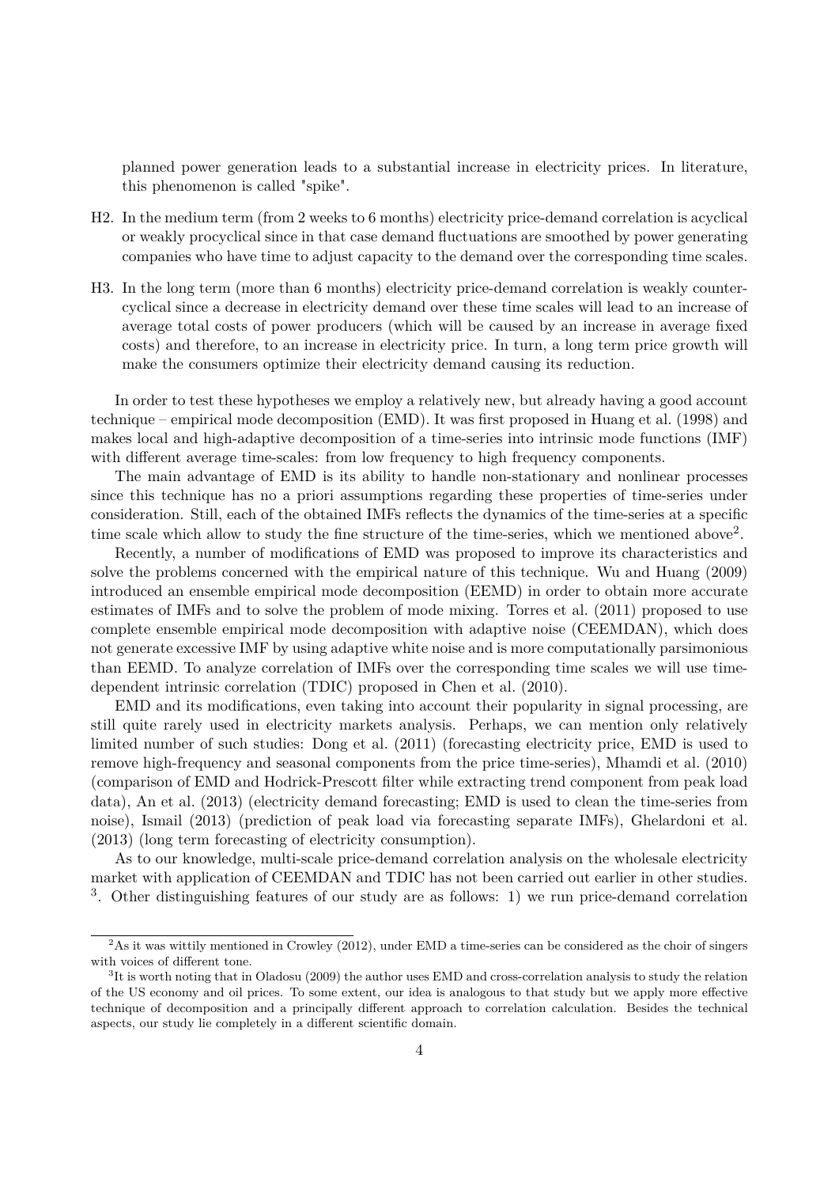planned power generation leads to a substantial increase in electricity prices. In literature, this phenomenon is called "spike".

H2. In the medium term (from 2 weeks to 6 months) electricity price-demand correlation is acyclical or weakly procyclical since in that case demand fluctuations are smoothed by power generating companies who have time to adjust capacity to the demand over the corresponding time scales.

H3. In the long term (more than 6 months) electricity price-demand correlation is weakly countercyclical since a decrease in electricity demand over these time scales will lead to an increase of average total costs of power producers (which will be caused by an increase in average fixed costs) and therefore, to an increase in electricity price. In turn, a long term price growth will make the consumers optimize their electricity demand causing its reduction.

In order to test these hypotheses we employ a relatively new, but already having a good account technique – empirical mode decomposition (EMD). It was first proposed in Huang et al. (1998) and makes local and high-adaptive decomposition of a time-series into intrinsic mode functions (IMF) with different average time-scales: from low frequency to high frequency components.

The main advantage of EMD is its ability to handle non-stationary and nonlinear processes since this technique has no a priori assumptions regarding these properties of time-series under consideration. Still, each of the obtained IMFs reflects the dynamics of the time-series at a specific time scale which allow to study the fine structure of the time-series, which we mentioned above[2].

Recently, a number of modifications of EMD was proposed to improve its characteristics and solve the problems concerned with the empirical nature of this technique. Wu and Huang (2009) introduced an ensemble empirical mode decomposition (EEMD) in order to obtain more accurate estimates of IMFs and to solve the problem of mode mixing. Torres et al. (2011) proposed to use complete ensemble empirical mode decomposition with adaptive noise (CEEMDAN), which does not generate excessive IMF by using adaptive white noise and is more computationally parsimonious than EEMD. To analyze correlation of IMFs over the corresponding time scales we will use time-dependent intrinsic correlation (TDIC) proposed in Chen et al. (2010).

EMD and its modifications, even taking into account their popularity in signal processing, are still quite rarely used in electricity markets analysis. Perhaps, we can mention only relatively limited number of such studies: Dong et al. (2011) (forecasting electricity price, EMD is used to remove high-frequency and seasonal components from the price time-series), Mhamdi et al. (2010) (comparison of EMD and Hodrick-Prescott filter while extracting trend component from peak load data), An et al. (2013) (electricity demand forecasting; EMD is used to clean the time-series from noise), Ismail (2013) (prediction of peak load via forecasting separate IMFs), Ghelardoni et al. (2013) (long term forecasting of electricity consumption).

As to our knowledge, multi-scale price-demand correlation analysis on the wholesale electricity market with application of CEEMDAN and TDIC has not been carried out earlier in other studies. [3]. Other distinguishing features of our study are as follows: 1) we run price-demand correlation

[2]As it was wittily mentioned in Crowley (2012), under EMD a time-series can be considered as the choir of singers with voices of different tone.

[3]It is worth noting that in Oladosu (2009) the author uses EMD and cross-correlation analysis to study the relation of the US economy and oil prices. To some extent, our idea is analogous to that study but we apply more effective technique of decomposition and a principally different approach to correlation calculation. Besides the technical aspects, our study lie completely in a different scientific domain.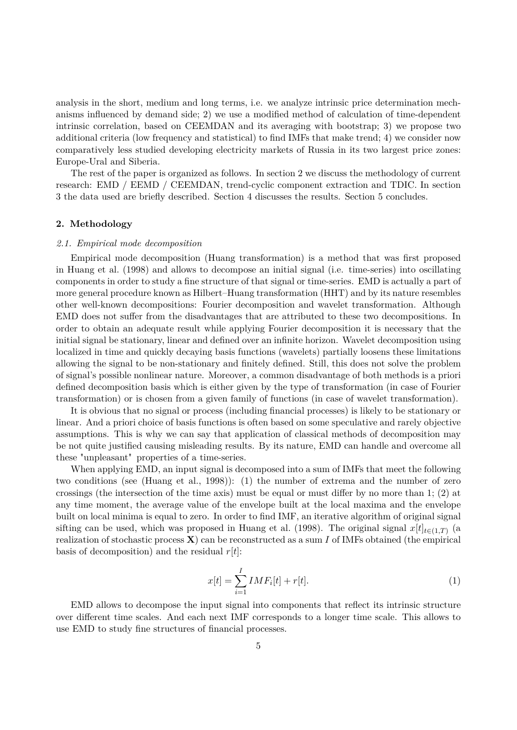analysis in the short, medium and long terms, i.e. we analyze intrinsic price determination mechanisms influenced by demand side; 2) we use a modified method of calculation of time-dependent intrinsic correlation, based on CEEMDAN and its averaging with bootstrap; 3) we propose two additional criteria (low frequency and statistical) to find IMFs that make trend; 4) we consider now comparatively less studied developing electricity markets of Russia in its two largest price zones: Europe-Ural and Siberia.

The rest of the paper is organized as follows. In section 2 we discuss the methodology of current research: EMD / EEMD / CEEMDAN, trend-cyclic component extraction and TDIC. In section 3 the data used are briefly described. Section 4 discusses the results. Section 5 concludes.

## 2. Methodology

### *2.1. Empirical mode decomposition*

Empirical mode decomposition (Huang transformation) is a method that was first proposed in Huang et al. (1998) and allows to decompose an initial signal (i.e. time-series) into oscillating components in order to study a fine structure of that signal or time-series. EMD is actually a part of more general procedure known as Hilbert–Huang transformation (HHT) and by its nature resembles other well-known decompositions: Fourier decomposition and wavelet transformation. Although EMD does not suffer from the disadvantages that are attributed to these two decompositions. In order to obtain an adequate result while applying Fourier decomposition it is necessary that the initial signal be stationary, linear and defined over an infinite horizon. Wavelet decomposition using localized in time and quickly decaying basis functions (wavelets) partially loosens these limitations allowing the signal to be non-stationary and finitely defined. Still, this does not solve the problem of signal's possible nonlinear nature. Moreover, a common disadvantage of both methods is a priori defined decomposition basis which is either given by the type of transformation (in case of Fourier transformation) or is chosen from a given family of functions (in case of wavelet transformation).

It is obvious that no signal or process (including financial processes) is likely to be stationary or linear. And a priori choice of basis functions is often based on some speculative and rarely objective assumptions. This is why we can say that application of classical methods of decomposition may be not quite justified causing misleading results. By its nature, EMD can handle and overcome all these "unpleasant" properties of a time-series.

When applying EMD, an input signal is decomposed into a sum of IMFs that meet the following two conditions (see (Huang et al., 1998)): (1) the number of extrema and the number of zero crossings (the intersection of the time axis) must be equal or must differ by no more than 1; (2) at any time moment, the average value of the envelope built at the local maxima and the envelope built on local minima is equal to zero. In order to find IMF, an iterative algorithm of original signal sifting can be used, which was proposed in Huang et al. (1998). The original signal $x[t]_{t\in(1,T)}$ (a realization of stochastic process $\mathbf{X}$) can be reconstructed as a sum $I$ of IMFs obtained (the empirical basis of decomposition) and the residual $r[t]$:

$$x[t] = \sum_{i=1}^{I} IMF_i[t] + r[t]. \tag{1}$$

EMD allows to decompose the input signal into components that reflect its intrinsic structure over different time scales. And each next IMF corresponds to a longer time scale. This allows to use EMD to study fine structures of financial processes.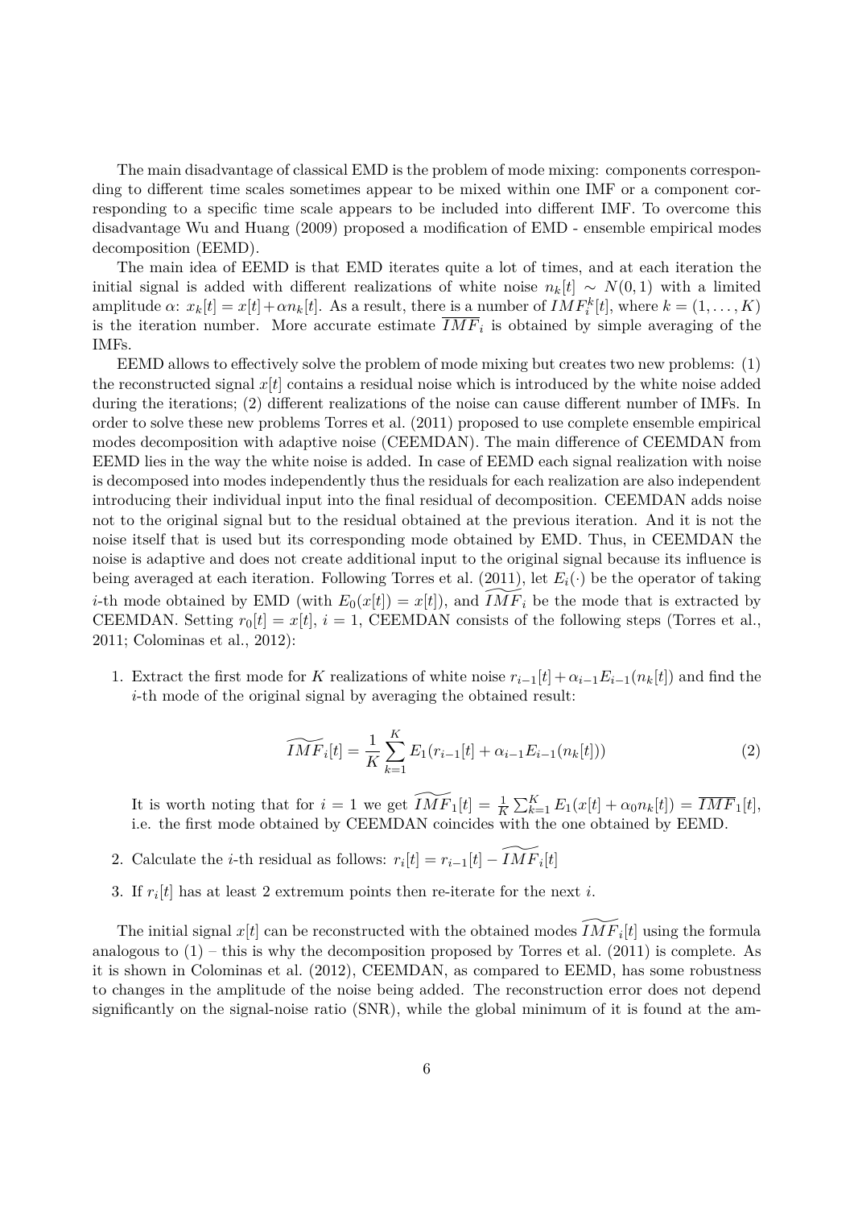The main disadvantage of classical EMD is the problem of mode mixing: components corresponding to different time scales sometimes appear to be mixed within one IMF or a component corresponding to a specific time scale appears to be included into different IMF. To overcome this disadvantage Wu and Huang (2009) proposed a modification of EMD - ensemble empirical modes decomposition (EEMD).

The main idea of EEMD is that EMD iterates quite a lot of times, and at each iteration the initial signal is added with different realizations of white noise $n_k[t] \sim N(0,1)$ with a limited amplitude $\alpha$: $x_k[t] = x[t] + \alpha n_k[t]$. As a result, there is a number of $IMF_i^k[t]$, where $k = (1, \ldots, K)$ is the iteration number. More accurate estimate $\overline{IMF}_i$ is obtained by simple averaging of the IMFs.

EEMD allows to effectively solve the problem of mode mixing but creates two new problems: (1) the reconstructed signal $x[t]$ contains a residual noise which is introduced by the white noise added during the iterations; (2) different realizations of the noise can cause different number of IMFs. In order to solve these new problems Torres et al. (2011) proposed to use complete ensemble empirical modes decomposition with adaptive noise (CEEMDAN). The main difference of CEEMDAN from EEMD lies in the way the white noise is added. In case of EEMD each signal realization with noise is decomposed into modes independently thus the residuals for each realization are also independent introducing their individual input into the final residual of decomposition. CEEMDAN adds noise not to the original signal but to the residual obtained at the previous iteration. And it is not the noise itself that is used but its corresponding mode obtained by EMD. Thus, in CEEMDAN the noise is adaptive and does not create additional input to the original signal because its influence is being averaged at each iteration. Following Torres et al. (2011), let $E_i(\cdot)$ be the operator of taking $i$-th mode obtained by EMD (with $E_0(x[t]) = x[t]$), and $\widetilde{IMF}_i$ be the mode that is extracted by CEEMDAN. Setting $r_0[t] = x[t]$, $i = 1$, CEEMDAN consists of the following steps (Torres et al., 2011; Colominas et al., 2012):

1. Extract the first mode for $K$ realizations of white noise $r_{i-1}[t] + \alpha_{i-1} E_{i-1}(n_k[t])$ and find the $i$-th mode of the original signal by averaging the obtained result:

$$\widetilde{IMF}_i[t] = \frac{1}{K} \sum_{k=1}^{K} E_1(r_{i-1}[t] + \alpha_{i-1} E_{i-1}(n_k[t])) \tag{2}$$

   It is worth noting that for $i = 1$ we get $\widetilde{IMF}_1[t] = \frac{1}{K} \sum_{k=1}^{K} E_1(x[t] + \alpha_0 n_k[t]) = \overline{IMF}_1[t]$, i.e. the first mode obtained by CEEMDAN coincides with the one obtained by EEMD.

2. Calculate the $i$-th residual as follows: $r_i[t] = r_{i-1}[t] - \widetilde{IMF}_i[t]$

3. If $r_i[t]$ has at least 2 extremum points then re-iterate for the next $i$.

The initial signal $x[t]$ can be reconstructed with the obtained modes $\widetilde{IMF}_i[t]$ using the formula analogous to (1) – this is why the decomposition proposed by Torres et al. (2011) is complete. As it is shown in Colominas et al. (2012), CEEMDAN, as compared to EEMD, has some robustness to changes in the amplitude of the noise being added. The reconstruction error does not depend significantly on the signal-noise ratio (SNR), while the global minimum of it is found at the am-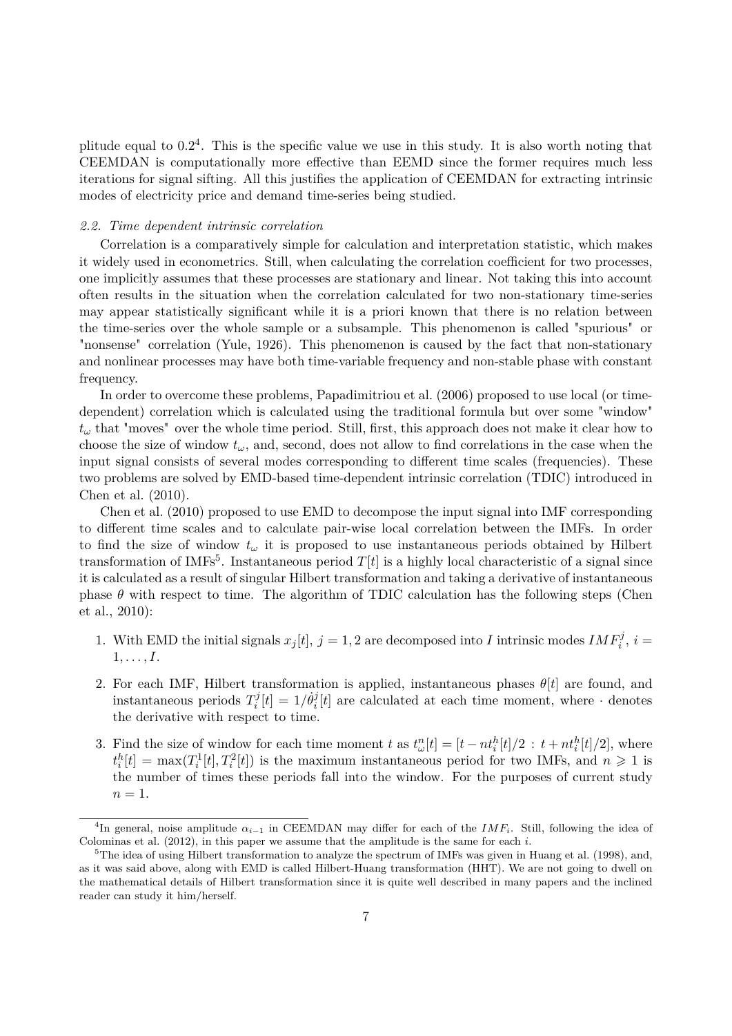plitude equal to 0.2[4]. This is the specific value we use in this study. It is also worth noting that CEEMDAN is computationally more effective than EEMD since the former requires much less iterations for signal sifting. All this justifies the application of CEEMDAN for extracting intrinsic modes of electricity price and demand time-series being studied.

### *2.2. Time dependent intrinsic correlation*

Correlation is a comparatively simple for calculation and interpretation statistic, which makes it widely used in econometrics. Still, when calculating the correlation coefficient for two processes, one implicitly assumes that these processes are stationary and linear. Not taking this into account often results in the situation when the correlation calculated for two non-stationary time-series may appear statistically significant while it is a priori known that there is no relation between the time-series over the whole sample or a subsample. This phenomenon is called "spurious" or "nonsense" correlation (Yule, 1926). This phenomenon is caused by the fact that non-stationary and nonlinear processes may have both time-variable frequency and non-stable phase with constant frequency.

In order to overcome these problems, Papadimitriou et al. (2006) proposed to use local (or time-dependent) correlation which is calculated using the traditional formula but over some "window" $t_\omega$ that "moves" over the whole time period. Still, first, this approach does not make it clear how to choose the size of window $t_\omega$, and, second, does not allow to find correlations in the case when the input signal consists of several modes corresponding to different time scales (frequencies). These two problems are solved by EMD-based time-dependent intrinsic correlation (TDIC) introduced in Chen et al. (2010).

Chen et al. (2010) proposed to use EMD to decompose the input signal into IMF corresponding to different time scales and to calculate pair-wise local correlation between the IMFs. In order to find the size of window $t_\omega$ it is proposed to use instantaneous periods obtained by Hilbert transformation of IMFs[5]. Instantaneous period $T[t]$ is a highly local characteristic of a signal since it is calculated as a result of singular Hilbert transformation and taking a derivative of instantaneous phase $\theta$ with respect to time. The algorithm of TDIC calculation has the following steps (Chen et al., 2010):

1. With EMD the initial signals $x_j[t]$, $j = 1, 2$ are decomposed into $I$ intrinsic modes $IMF_i^j$, $i = 1, \ldots, I$.
2. For each IMF, Hilbert transformation is applied, instantaneous phases $\theta[t]$ are found, and instantaneous periods $T_i^j[t] = 1/\dot{\theta}_i^j[t]$ are calculated at each time moment, where $\cdot$ denotes the derivative with respect to time.
3. Find the size of window for each time moment $t$ as $t_\omega^n[t] = [t - nt_i^h[t]/2 : t + nt_i^h[t]/2]$, where $t_i^h[t] = \max(T_i^1[t], T_i^2[t])$ is the maximum instantaneous period for two IMFs, and $n \geqslant 1$ is the number of times these periods fall into the window. For the purposes of current study $n = 1$.

[4] In general, noise amplitude $\alpha_{i-1}$ in CEEMDAN may differ for each of the $IMF_i$. Still, following the idea of Colominas et al. (2012), in this paper we assume that the amplitude is the same for each $i$.

[5] The idea of using Hilbert transformation to analyze the spectrum of IMFs was given in Huang et al. (1998), and, as it was said above, along with EMD is called Hilbert-Huang transformation (HHT). We are not going to dwell on the mathematical details of Hilbert transformation since it is quite well described in many papers and the inclined reader can study it him/herself.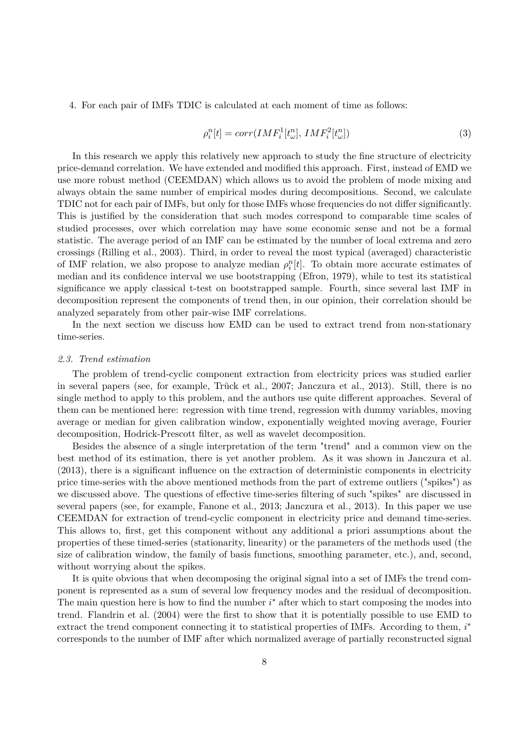4. For each pair of IMFs TDIC is calculated at each moment of time as follows:

$$\rho_i^n[t] = corr(IMF_i^1[t_\omega^n], IMF_i^2[t_\omega^n]) \tag{3}$$

In this research we apply this relatively new approach to study the fine structure of electricity price-demand correlation. We have extended and modified this approach. First, instead of EMD we use more robust method (CEEMDAN) which allows us to avoid the problem of mode mixing and always obtain the same number of empirical modes during decompositions. Second, we calculate TDIC not for each pair of IMFs, but only for those IMFs whose frequencies do not differ significantly. This is justified by the consideration that such modes correspond to comparable time scales of studied processes, over which correlation may have some economic sense and not be a formal statistic. The average period of an IMF can be estimated by the number of local extrema and zero crossings (Rilling et al., 2003). Third, in order to reveal the most typical (averaged) characteristic of IMF relation, we also propose to analyze median $\rho_i^n[t]$. To obtain more accurate estimates of median and its confidence interval we use bootstrapping (Efron, 1979), while to test its statistical significance we apply classical t-test on bootstrapped sample. Fourth, since several last IMF in decomposition represent the components of trend then, in our opinion, their correlation should be analyzed separately from other pair-wise IMF correlations.

In the next section we discuss how EMD can be used to extract trend from non-stationary time-series.

### *2.3. Trend estimation*

The problem of trend-cyclic component extraction from electricity prices was studied earlier in several papers (see, for example, Trück et al., 2007; Janczura et al., 2013). Still, there is no single method to apply to this problem, and the authors use quite different approaches. Several of them can be mentioned here: regression with time trend, regression with dummy variables, moving average or median for given calibration window, exponentially weighted moving average, Fourier decomposition, Hodrick-Prescott filter, as well as wavelet decomposition.

Besides the absence of a single interpretation of the term "trend" and a common view on the best method of its estimation, there is yet another problem. As it was shown in Janczura et al. (2013), there is a significant influence on the extraction of deterministic components in electricity price time-series with the above mentioned methods from the part of extreme outliers ("spikes") as we discussed above. The questions of effective time-series filtering of such "spikes" are discussed in several papers (see, for example, Fanone et al., 2013; Janczura et al., 2013). In this paper we use CEEMDAN for extraction of trend-cyclic component in electricity price and demand time-series. This allows to, first, get this component without any additional a priori assumptions about the properties of these timed-series (stationarity, linearity) or the parameters of the methods used (the size of calibration window, the family of basis functions, smoothing parameter, etc.), and, second, without worrying about the spikes.

It is quite obvious that when decomposing the original signal into a set of IMFs the trend component is represented as a sum of several low frequency modes and the residual of decomposition. The main question here is how to find the number $i^*$ after which to start composing the modes into trend. Flandrin et al. (2004) were the first to show that it is potentially possible to use EMD to extract the trend component connecting it to statistical properties of IMFs. According to them, $i^*$ corresponds to the number of IMF after which normalized average of partially reconstructed signal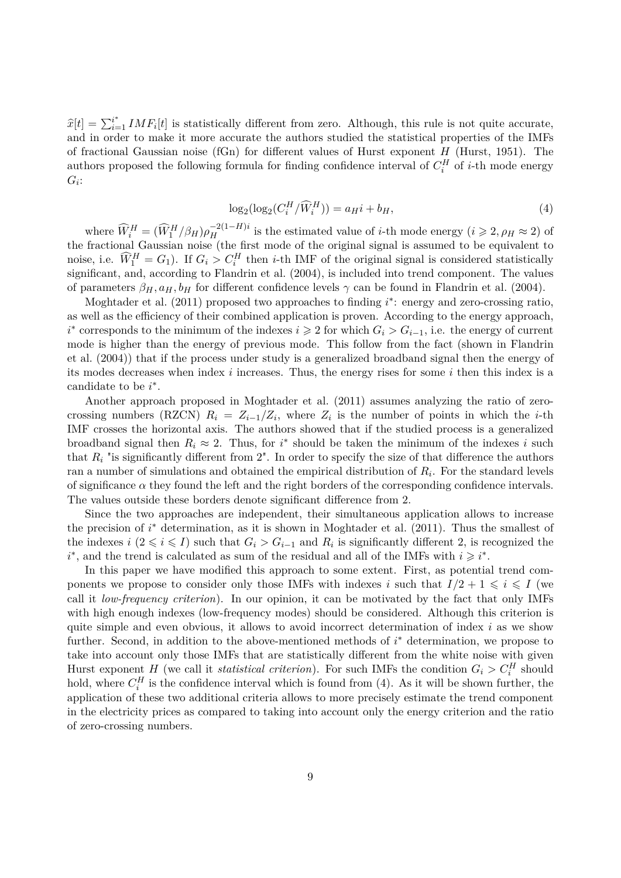$\widehat{x}[t] = \sum_{i=1}^{i^*} IMF_i[t]$ is statistically different from zero. Although, this rule is not quite accurate, and in order to make it more accurate the authors studied the statistical properties of the IMFs of fractional Gaussian noise (fGn) for different values of Hurst exponent $H$ (Hurst, 1951). The authors proposed the following formula for finding confidence interval of $C_i^H$ of $i$-th mode energy $G_i$:

$$\log_2(\log_2(C_i^H/\widehat{W}_i^H)) = a_H i + b_H, \tag{4}$$

where $\widehat{W}_i^H = (\widehat{W}_1^H/\beta_H)\rho_H^{-2(1-H)i}$ is the estimated value of $i$-th mode energy ($i \geqslant 2, \rho_H \approx 2$) of the fractional Gaussian noise (the first mode of the original signal is assumed to be equivalent to noise, i.e. $\widehat{W}_1^H = G_1$). If $G_i > C_i^H$ then $i$-th IMF of the original signal is considered statistically significant, and, according to Flandrin et al. (2004), is included into trend component. The values of parameters $\beta_H, a_H, b_H$ for different confidence levels $\gamma$ can be found in Flandrin et al. (2004).

Moghtader et al. (2011) proposed two approaches to finding $i^*$: energy and zero-crossing ratio, as well as the efficiency of their combined application is proven. According to the energy approach, $i^*$ corresponds to the minimum of the indexes $i \geqslant 2$ for which $G_i > G_{i-1}$, i.e. the energy of current mode is higher than the energy of previous mode. This follow from the fact (shown in Flandrin et al. (2004)) that if the process under study is a generalized broadband signal then the energy of its modes decreases when index $i$ increases. Thus, the energy rises for some $i$ then this index is a candidate to be $i^*$.

Another approach proposed in Moghtader et al. (2011) assumes analyzing the ratio of zero-crossing numbers (RZCN) $R_i = Z_{i-1}/Z_i$, where $Z_i$ is the number of points in which the $i$-th IMF crosses the horizontal axis. The authors showed that if the studied process is a generalized broadband signal then $R_i \approx 2$. Thus, for $i^*$ should be taken the minimum of the indexes $i$ such that $R_i$ "is significantly different from 2". In order to specify the size of that difference the authors ran a number of simulations and obtained the empirical distribution of $R_i$. For the standard levels of significance $\alpha$ they found the left and the right borders of the corresponding confidence intervals. The values outside these borders denote significant difference from 2.

Since the two approaches are independent, their simultaneous application allows to increase the precision of $i^*$ determination, as it is shown in Moghtader et al. (2011). Thus the smallest of the indexes $i$ ($2 \leqslant i \leqslant I$) such that $G_i > G_{i-1}$ and $R_i$ is significantly different 2, is recognized the $i^*$, and the trend is calculated as sum of the residual and all of the IMFs with $i \geqslant i^*$.

In this paper we have modified this approach to some extent. First, as potential trend components we propose to consider only those IMFs with indexes $i$ such that $I/2 + 1 \leqslant i \leqslant I$ (we call it *low-frequency criterion*). In our opinion, it can be motivated by the fact that only IMFs with high enough indexes (low-frequency modes) should be considered. Although this criterion is quite simple and even obvious, it allows to avoid incorrect determination of index $i$ as we show further. Second, in addition to the above-mentioned methods of $i^*$ determination, we propose to take into account only those IMFs that are statistically different from the white noise with given Hurst exponent $H$ (we call it *statistical criterion*). For such IMFs the condition $G_i > C_i^H$ should hold, where $C_i^H$ is the confidence interval which is found from (4). As it will be shown further, the application of these two additional criteria allows to more precisely estimate the trend component in the electricity prices as compared to taking into account only the energy criterion and the ratio of zero-crossing numbers.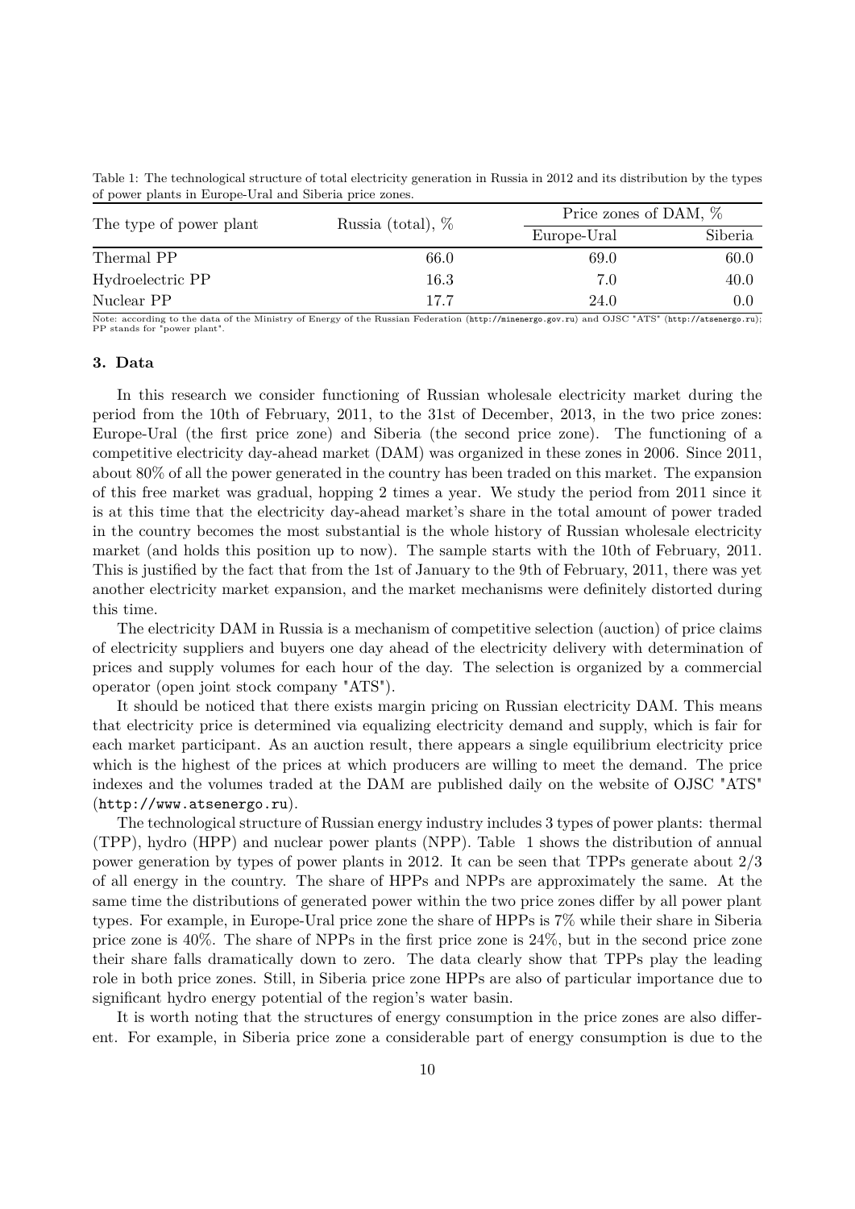Table 1: The technological structure of total electricity generation in Russia in 2012 and its distribution by the types of power plants in Europe-Ural and Siberia price zones.

| The type of power plant | Russia (total), % | Price zones of DAM, % | |
|---|---|---|---|
| | | Europe-Ural | Siberia |
| Thermal PP | 66.0 | 69.0 | 60.0 |
| Hydroelectric PP | 16.3 | 7.0 | 40.0 |
| Nuclear PP | 17.7 | 24.0 | 0.0 |

Note: according to the data of the Ministry of Energy of the Russian Federation (http://minenergo.gov.ru) and OJSC "ATS" (http://atsenergo.ru); PP stands for "power plant".

### 3. Data

In this research we consider functioning of Russian wholesale electricity market during the period from the 10th of February, 2011, to the 31st of December, 2013, in the two price zones: Europe-Ural (the first price zone) and Siberia (the second price zone). The functioning of a competitive electricity day-ahead market (DAM) was organized in these zones in 2006. Since 2011, about 80% of all the power generated in the country has been traded on this market. The expansion of this free market was gradual, hopping 2 times a year. We study the period from 2011 since it is at this time that the electricity day-ahead market's share in the total amount of power traded in the country becomes the most substantial is the whole history of Russian wholesale electricity market (and holds this position up to now). The sample starts with the 10th of February, 2011. This is justified by the fact that from the 1st of January to the 9th of February, 2011, there was yet another electricity market expansion, and the market mechanisms were definitely distorted during this time.

The electricity DAM in Russia is a mechanism of competitive selection (auction) of price claims of electricity suppliers and buyers one day ahead of the electricity delivery with determination of prices and supply volumes for each hour of the day. The selection is organized by a commercial operator (open joint stock company "ATS").

It should be noticed that there exists margin pricing on Russian electricity DAM. This means that electricity price is determined via equalizing electricity demand and supply, which is fair for each market participant. As an auction result, there appears a single equilibrium electricity price which is the highest of the prices at which producers are willing to meet the demand. The price indexes and the volumes traded at the DAM are published daily on the website of OJSC "ATS" (http://www.atsenergo.ru).

The technological structure of Russian energy industry includes 3 types of power plants: thermal (TPP), hydro (HPP) and nuclear power plants (NPP). Table 1 shows the distribution of annual power generation by types of power plants in 2012. It can be seen that TPPs generate about 2/3 of all energy in the country. The share of HPPs and NPPs are approximately the same. At the same time the distributions of generated power within the two price zones differ by all power plant types. For example, in Europe-Ural price zone the share of HPPs is 7% while their share in Siberia price zone is 40%. The share of NPPs in the first price zone is 24%, but in the second price zone their share falls dramatically down to zero. The data clearly show that TPPs play the leading role in both price zones. Still, in Siberia price zone HPPs are also of particular importance due to significant hydro energy potential of the region's water basin.

It is worth noting that the structures of energy consumption in the price zones are also different. For example, in Siberia price zone a considerable part of energy consumption is due to the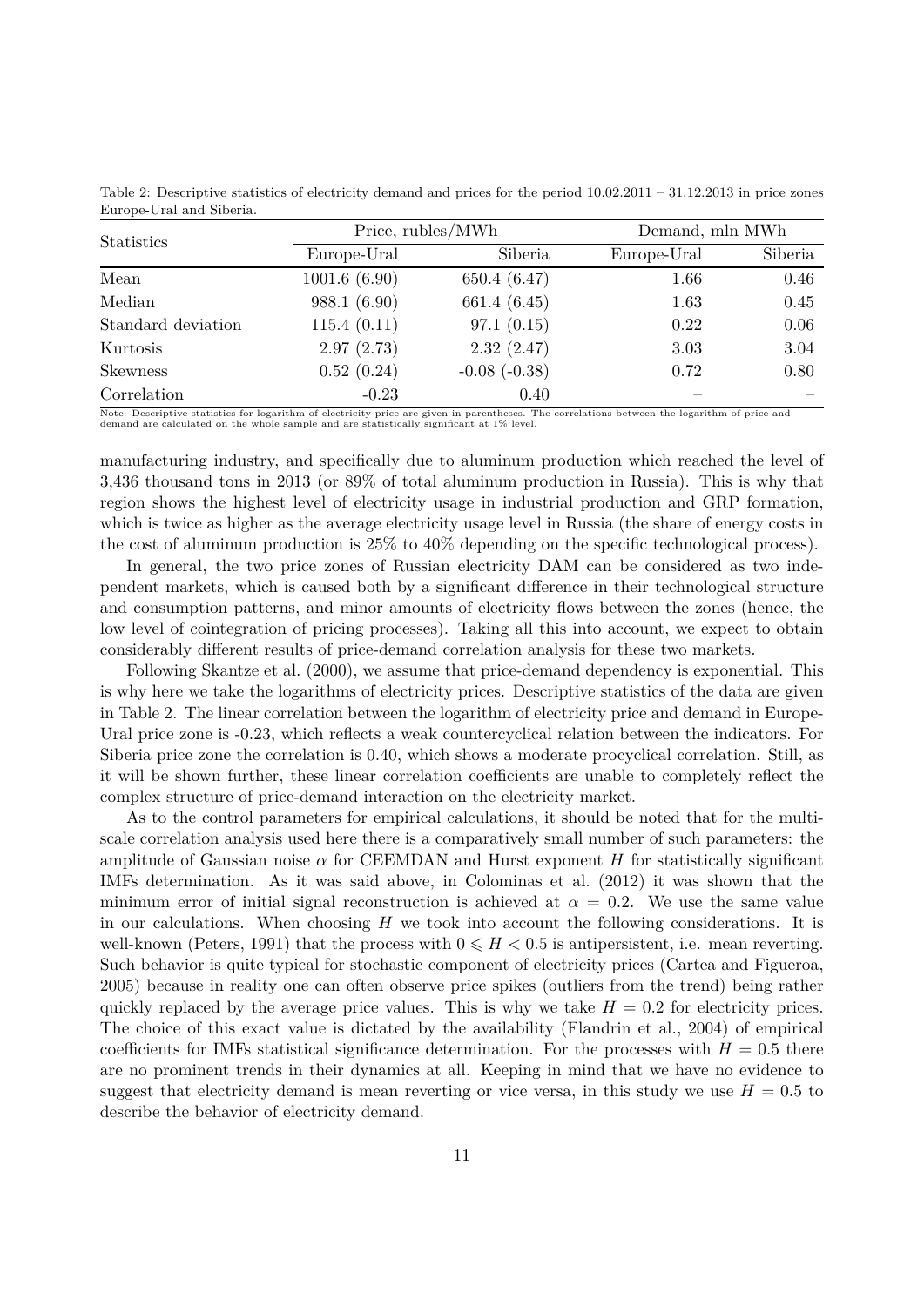Table 2: Descriptive statistics of electricity demand and prices for the period 10.02.2011 – 31.12.2013 in price zones Europe-Ural and Siberia.

| Statistics | Price, rubles/MWh | | Demand, mln MWh | |
|---|---|---|---|---|
| | Europe-Ural | Siberia | Europe-Ural | Siberia |
| Mean | 1001.6 (6.90) | 650.4 (6.47) | 1.66 | 0.46 |
| Median | 988.1 (6.90) | 661.4 (6.45) | 1.63 | 0.45 |
| Standard deviation | 115.4 (0.11) | 97.1 (0.15) | 0.22 | 0.06 |
| Kurtosis | 2.97 (2.73) | 2.32 (2.47) | 3.03 | 3.04 |
| Skewness | 0.52 (0.24) | -0.08 (-0.38) | 0.72 | 0.80 |
| Correlation | -0.23 | 0.40 | – | – |

Note: Descriptive statistics for logarithm of electricity price are given in parentheses. The correlations between the logarithm of price and demand are calculated on the whole sample and are statistically significant at 1% level.

manufacturing industry, and specifically due to aluminum production which reached the level of 3,436 thousand tons in 2013 (or 89% of total aluminum production in Russia). This is why that region shows the highest level of electricity usage in industrial production and GRP formation, which is twice as higher as the average electricity usage level in Russia (the share of energy costs in the cost of aluminum production is 25% to 40% depending on the specific technological process).

In general, the two price zones of Russian electricity DAM can be considered as two independent markets, which is caused both by a significant difference in their technological structure and consumption patterns, and minor amounts of electricity flows between the zones (hence, the low level of cointegration of pricing processes). Taking all this into account, we expect to obtain considerably different results of price-demand correlation analysis for these two markets.

Following Skantze et al. (2000), we assume that price-demand dependency is exponential. This is why here we take the logarithms of electricity prices. Descriptive statistics of the data are given in Table 2. The linear correlation between the logarithm of electricity price and demand in Europe-Ural price zone is -0.23, which reflects a weak countercyclical relation between the indicators. For Siberia price zone the correlation is 0.40, which shows a moderate procyclical correlation. Still, as it will be shown further, these linear correlation coefficients are unable to completely reflect the complex structure of price-demand interaction on the electricity market.

As to the control parameters for empirical calculations, it should be noted that for the multiscale correlation analysis used here there is a comparatively small number of such parameters: the amplitude of Gaussian noise $\alpha$ for CEEMDAN and Hurst exponent $H$ for statistically significant IMFs determination. As it was said above, in Colominas et al. (2012) it was shown that the minimum error of initial signal reconstruction is achieved at $\alpha = 0.2$. We use the same value in our calculations. When choosing $H$ we took into account the following considerations. It is well-known (Peters, 1991) that the process with $0 \leqslant H < 0.5$ is antipersistent, i.e. mean reverting. Such behavior is quite typical for stochastic component of electricity prices (Cartea and Figueroa, 2005) because in reality one can often observe price spikes (outliers from the trend) being rather quickly replaced by the average price values. This is why we take $H = 0.2$ for electricity prices. The choice of this exact value is dictated by the availability (Flandrin et al., 2004) of empirical coefficients for IMFs statistical significance determination. For the processes with $H = 0.5$ there are no prominent trends in their dynamics at all. Keeping in mind that we have no evidence to suggest that electricity demand is mean reverting or vice versa, in this study we use $H = 0.5$ to describe the behavior of electricity demand.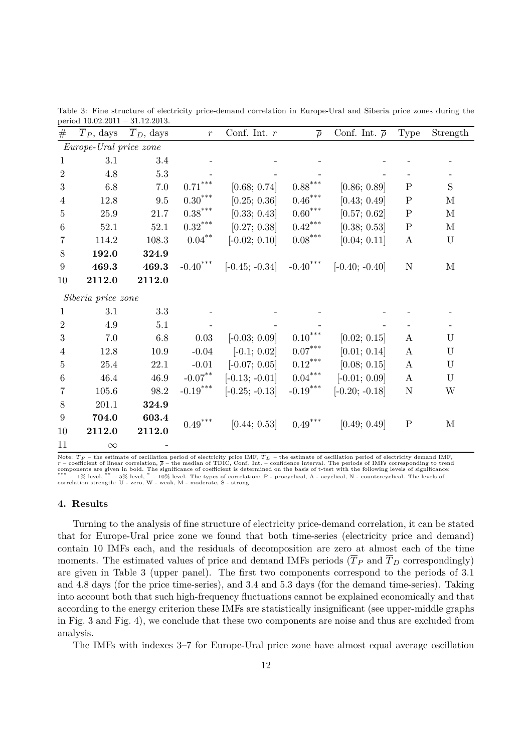Table 3: Fine structure of electricity price-demand correlation in Europe-Ural and Siberia price zones during the period 10.02.2011 – 31.12.2013.

| # | $\overline{T}_P$, days | $\overline{T}_D$, days | $r$ | Conf. Int. $r$ | $\overline{\rho}$ | Conf. Int. $\overline{\rho}$ | Type | Strength |
|---|---|---|---|---|---|---|---|---|
| *Europe-Ural price zone* | | | | | | | | |
| 1 | 3.1 | 3.4 | - | - | - | - | - | - |
| 2 | 4.8 | 5.3 | - | - | - | - | - | - |
| 3 | 6.8 | 7.0 | $0.71^{***}$ | [0.68; 0.74] | $0.88^{***}$ | [0.86; 0.89] | P | S |
| 4 | 12.8 | 9.5 | $0.30^{***}$ | [0.25; 0.36] | $0.46^{***}$ | [0.43; 0.49] | P | M |
| 5 | 25.9 | 21.7 | $0.38^{***}$ | [0.33; 0.43] | $0.60^{***}$ | [0.57; 0.62] | P | M |
| 6 | 52.1 | 52.1 | $0.32^{***}$ | [0.27; 0.38] | $0.42^{***}$ | [0.38; 0.53] | P | M |
| 7 | 114.2 | 108.3 | $0.04^{**}$ | [-0.02; 0.10] | $0.08^{***}$ | [0.04; 0.11] | A | U |
| 8 | **192.0** | **324.9** | | | | | | |
| 9 | **469.3** | **469.3** | $-0.40^{***}$ | [-0.45; -0.34] | $-0.40^{***}$ | [-0.40; -0.40] | N | M |
| 10 | **2112.0** | **2112.0** | | | | | | |
| *Siberia price zone* | | | | | | | | |
| 1 | 3.1 | 3.3 | - | - | - | - | - | - |
| 2 | 4.9 | 5.1 | - | - | - | - | - | - |
| 3 | 7.0 | 6.8 | 0.03 | [-0.03; 0.09] | $0.10^{***}$ | [0.02; 0.15] | A | U |
| 4 | 12.8 | 10.9 | -0.04 | [-0.1; 0.02] | $0.07^{***}$ | [0.01; 0.14] | A | U |
| 5 | 25.4 | 22.1 | -0.01 | [-0.07; 0.05] | $0.12^{***}$ | [0.08; 0.15] | A | U |
| 6 | 46.4 | 46.9 | $-0.07^{**}$ | [-0.13; -0.01] | $0.04^{***}$ | [-0.01; 0.09] | A | U |
| 7 | 105.6 | 98.2 | $-0.19^{***}$ | [-0.25; -0.13] | $-0.19^{***}$ | [-0.20; -0.18] | N | W |
| 8 | 201.1 | **324.9** | | | | | | |
| 9 | **704.0** | **603.4** | $0.49^{***}$ | [0.44; 0.53] | $0.49^{***}$ | [0.49; 0.49] | P | M |
| 10 | **2112.0** | **2112.0** | | | | | | |
| 11 | $\infty$ | - | | | | | | |

Note: $\overline{T}_P$ – the estimate of oscillation period of electricity price IMF, $\overline{T}_D$ – the estimate of oscillation period of electricity demand IMF, $r$ – coefficient of linear correlation, $\overline{\rho}$ – the median of TDIC, Conf. Int. – confidence interval. The periods of IMFs corresponding to trend components are given in bold. The significance of coefficient is determined on the basis of t-test with the following levels of significance: *** – 1% level, ** – 5% level, * – 10% level. The types of correlation: P - procyclical, A - acyclical, N - countercyclical. The levels of correlation strength: U - zero, W - weak, M - moderate, S - strong.

## 4. Results

Turning to the analysis of fine structure of electricity price-demand correlation, it can be stated that for Europe-Ural price zone we found that both time-series (electricity price and demand) contain 10 IMFs each, and the residuals of decomposition are zero at almost each of the time moments. The estimated values of price and demand IMFs periods ($\overline{T}_P$ and $\overline{T}_D$ correspondingly) are given in Table 3 (upper panel). The first two components correspond to the periods of 3.1 and 4.8 days (for the price time-series), and 3.4 and 5.3 days (for the demand time-series). Taking into account both that such high-frequency fluctuations cannot be explained economically and that according to the energy criterion these IMFs are statistically insignificant (see upper-middle graphs in Fig. 3 and Fig. 4), we conclude that these two components are noise and thus are excluded from analysis.

The IMFs with indexes 3–7 for Europe-Ural price zone have almost equal average oscillation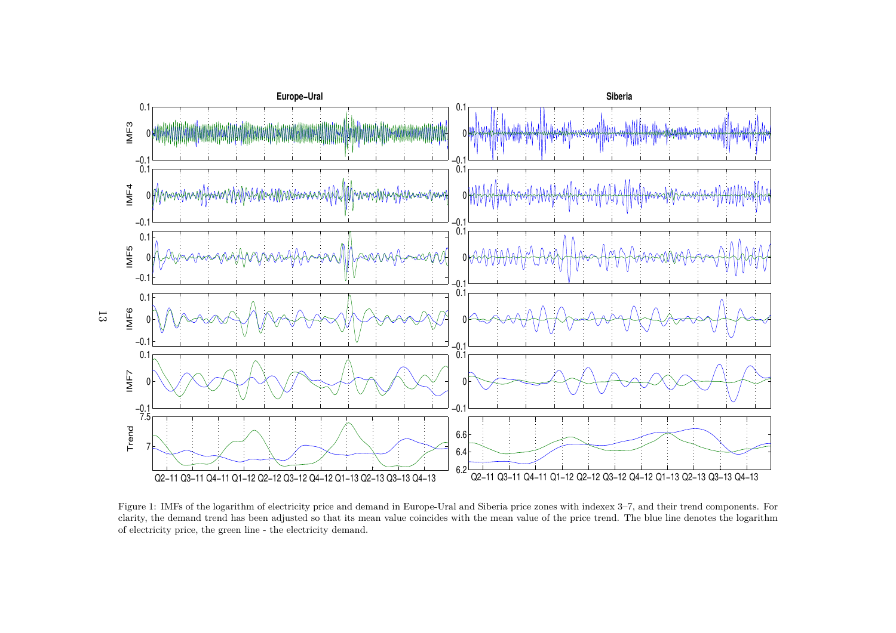Figure 1: IMFs of the logarithm of electricity price and demand in Europe-Ural and Siberia price zones with indexex 3–7, and their trend components. For clarity, the demand trend has been adjusted so that its mean value coincides with the mean value of the price trend. The blue line denotes the logarithm of electricity price, the green line - the electricity demand.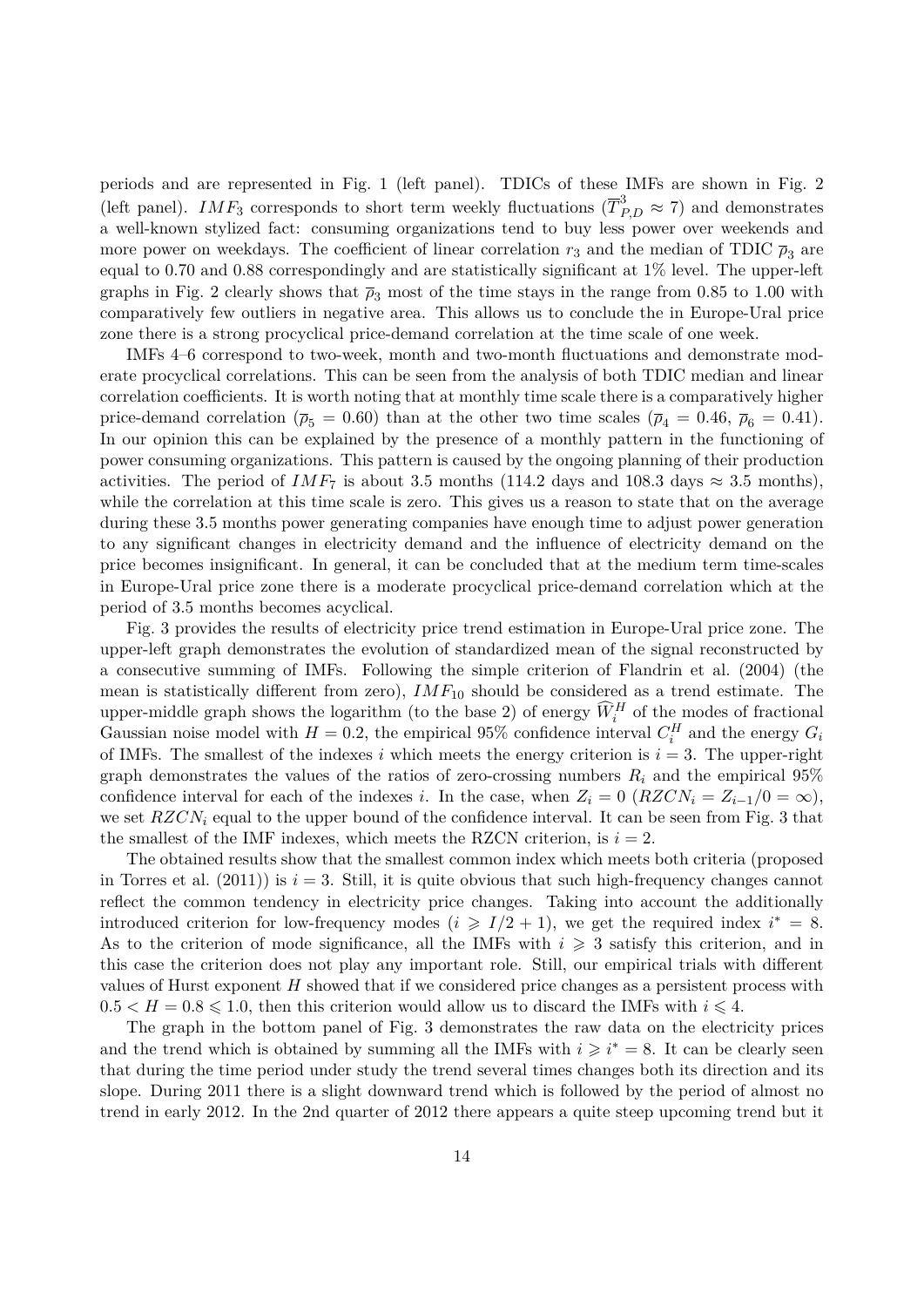periods and are represented in Fig. 1 (left panel). TDICs of these IMFs are shown in Fig. 2 (left panel). $IMF_3$ corresponds to short term weekly fluctuations ($\overline{T}^3_{P,D} \approx 7$) and demonstrates a well-known stylized fact: consuming organizations tend to buy less power over weekends and more power on weekdays. The coefficient of linear correlation $r_3$ and the median of TDIC $\overline{\rho}_3$ are equal to 0.70 and 0.88 correspondingly and are statistically significant at 1% level. The upper-left graphs in Fig. 2 clearly shows that $\overline{\rho}_3$ most of the time stays in the range from 0.85 to 1.00 with comparatively few outliers in negative area. This allows us to conclude the in Europe-Ural price zone there is a strong procyclical price-demand correlation at the time scale of one week.

IMFs 4–6 correspond to two-week, month and two-month fluctuations and demonstrate moderate procyclical correlations. This can be seen from the analysis of both TDIC median and linear correlation coefficients. It is worth noting that at monthly time scale there is a comparatively higher price-demand correlation ($\overline{\rho}_5 = 0.60$) than at the other two time scales ($\overline{\rho}_4 = 0.46$, $\overline{\rho}_6 = 0.41$). In our opinion this can be explained by the presence of a monthly pattern in the functioning of power consuming organizations. This pattern is caused by the ongoing planning of their production activities. The period of $IMF_7$ is about 3.5 months (114.2 days and 108.3 days $\approx$ 3.5 months), while the correlation at this time scale is zero. This gives us a reason to state that on the average during these 3.5 months power generating companies have enough time to adjust power generation to any significant changes in electricity demand and the influence of electricity demand on the price becomes insignificant. In general, it can be concluded that at the medium term time-scales in Europe-Ural price zone there is a moderate procyclical price-demand correlation which at the period of 3.5 months becomes acyclical.

Fig. 3 provides the results of electricity price trend estimation in Europe-Ural price zone. The upper-left graph demonstrates the evolution of standardized mean of the signal reconstructed by a consecutive summing of IMFs. Following the simple criterion of Flandrin et al. (2004) (the mean is statistically different from zero), $IMF_{10}$ should be considered as a trend estimate. The upper-middle graph shows the logarithm (to the base 2) of energy $\widehat{W}^H_i$ of the modes of fractional Gaussian noise model with $H = 0.2$, the empirical 95% confidence interval $C^H_i$ and the energy $G_i$ of IMFs. The smallest of the indexes $i$ which meets the energy criterion is $i = 3$. The upper-right graph demonstrates the values of the ratios of zero-crossing numbers $R_i$ and the empirical 95% confidence interval for each of the indexes $i$. In the case, when $Z_i = 0$ ($RZCN_i = Z_{i-1}/0 = \infty$), we set $RZCN_i$ equal to the upper bound of the confidence interval. It can be seen from Fig. 3 that the smallest of the IMF indexes, which meets the RZCN criterion, is $i = 2$.

The obtained results show that the smallest common index which meets both criteria (proposed in Torres et al. (2011)) is $i = 3$. Still, it is quite obvious that such high-frequency changes cannot reflect the common tendency in electricity price changes. Taking into account the additionally introduced criterion for low-frequency modes ($i \geqslant I/2 + 1$), we get the required index $i^* = 8$. As to the criterion of mode significance, all the IMFs with $i \geqslant 3$ satisfy this criterion, and in this case the criterion does not play any important role. Still, our empirical trials with different values of Hurst exponent $H$ showed that if we considered price changes as a persistent process with $0.5 < H = 0.8 \leqslant 1.0$, then this criterion would allow us to discard the IMFs with $i \leqslant 4$.

The graph in the bottom panel of Fig. 3 demonstrates the raw data on the electricity prices and the trend which is obtained by summing all the IMFs with $i \geqslant i^* = 8$. It can be clearly seen that during the time period under study the trend several times changes both its direction and its slope. During 2011 there is a slight downward trend which is followed by the period of almost no trend in early 2012. In the 2nd quarter of 2012 there appears a quite steep upcoming trend but it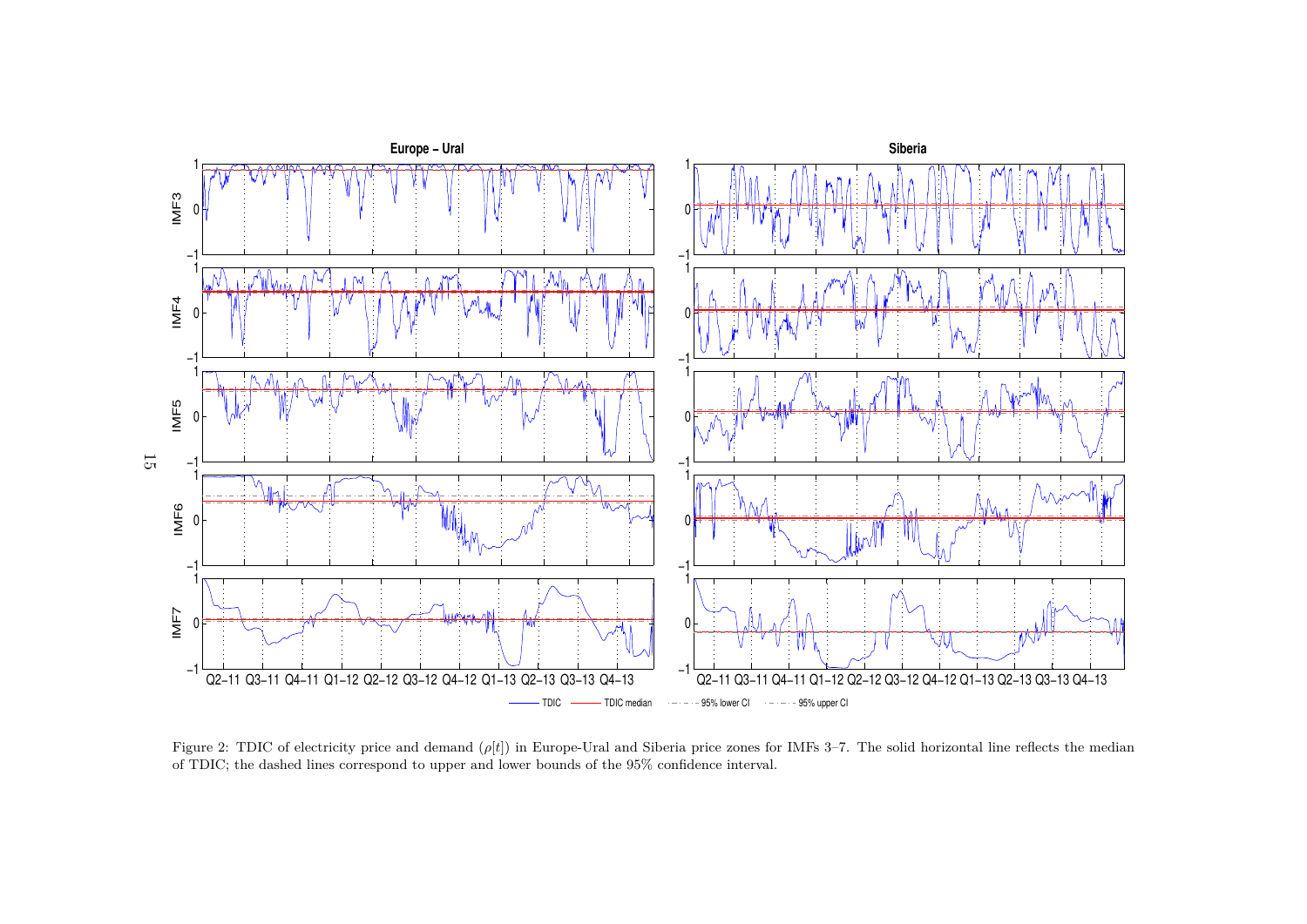Figure 2: TDIC of electricity price and demand ($\rho[t]$) in Europe-Ural and Siberia price zones for IMFs 3–7. The solid horizontal line reflects the median of TDIC; the dashed lines correspond to upper and lower bounds of the 95% confidence interval.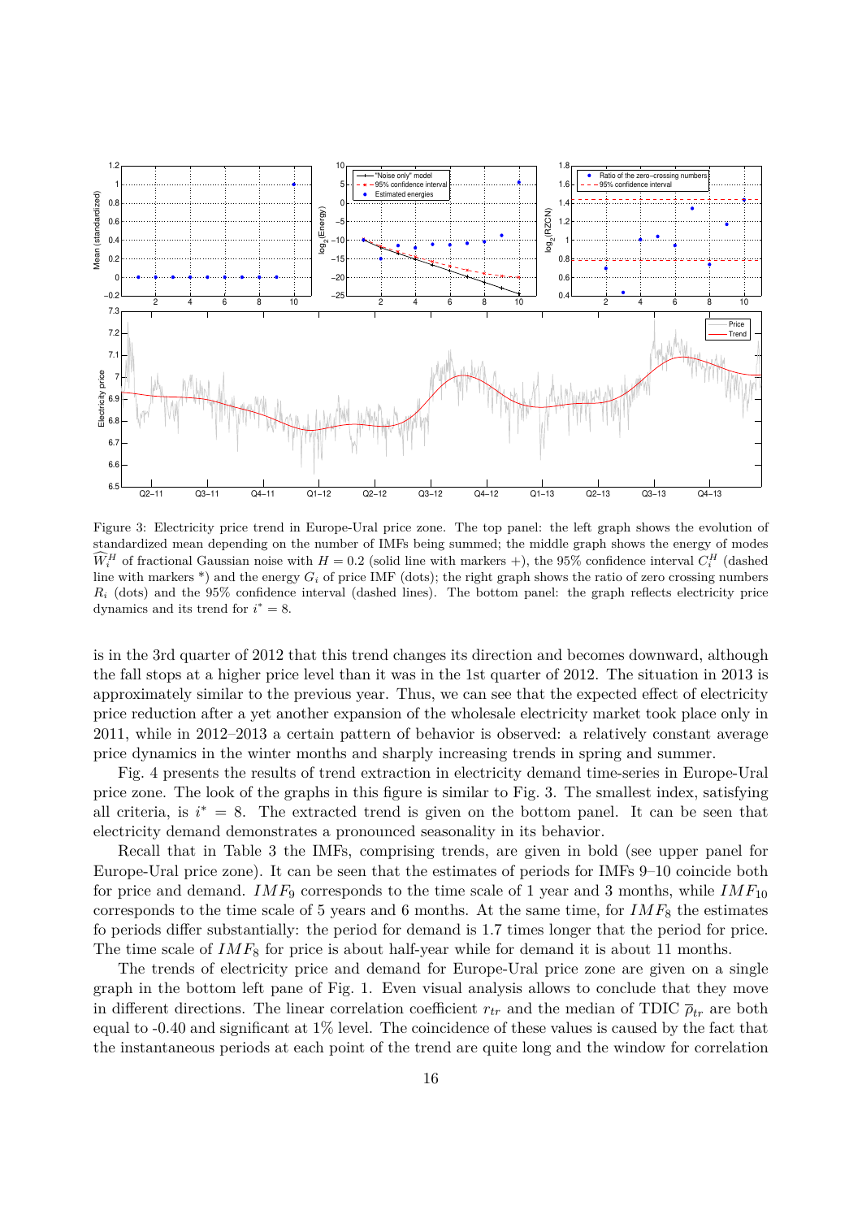Figure 3: Electricity price trend in Europe-Ural price zone. The top panel: the left graph shows the evolution of standardized mean depending on the number of IMFs being summed; the middle graph shows the energy of modes $\widehat{W}_i^H$ of fractional Gaussian noise with $H = 0.2$ (solid line with markers +), the 95% confidence interval $C_i^H$ (dashed line with markers *) and the energy $G_i$ of price IMF (dots); the right graph shows the ratio of zero crossing numbers $R_i$ (dots) and the 95% confidence interval (dashed lines). The bottom panel: the graph reflects electricity price dynamics and its trend for $i^* = 8$.

is in the 3rd quarter of 2012 that this trend changes its direction and becomes downward, although the fall stops at a higher price level than it was in the 1st quarter of 2012. The situation in 2013 is approximately similar to the previous year. Thus, we can see that the expected effect of electricity price reduction after a yet another expansion of the wholesale electricity market took place only in 2011, while in 2012–2013 a certain pattern of behavior is observed: a relatively constant average price dynamics in the winter months and sharply increasing trends in spring and summer.

Fig. 4 presents the results of trend extraction in electricity demand time-series in Europe-Ural price zone. The look of the graphs in this figure is similar to Fig. 3. The smallest index, satisfying all criteria, is $i^* = 8$. The extracted trend is given on the bottom panel. It can be seen that electricity demand demonstrates a pronounced seasonality in its behavior.

Recall that in Table 3 the IMFs, comprising trends, are given in bold (see upper panel for Europe-Ural price zone). It can be seen that the estimates of periods for IMFs 9–10 coincide both for price and demand. $IMF_9$ corresponds to the time scale of 1 year and 3 months, while $IMF_{10}$ corresponds to the time scale of 5 years and 6 months. At the same time, for $IMF_8$ the estimates fo periods differ substantially: the period for demand is 1.7 times longer that the period for price. The time scale of $IMF_8$ for price is about half-year while for demand it is about 11 months.

The trends of electricity price and demand for Europe-Ural price zone are given on a single graph in the bottom left pane of Fig. 1. Even visual analysis allows to conclude that they move in different directions. The linear correlation coefficient $r_{tr}$ and the median of TDIC $\overline{\rho}_{tr}$ are both equal to -0.40 and significant at 1% level. The coincidence of these values is caused by the fact that the instantaneous periods at each point of the trend are quite long and the window for correlation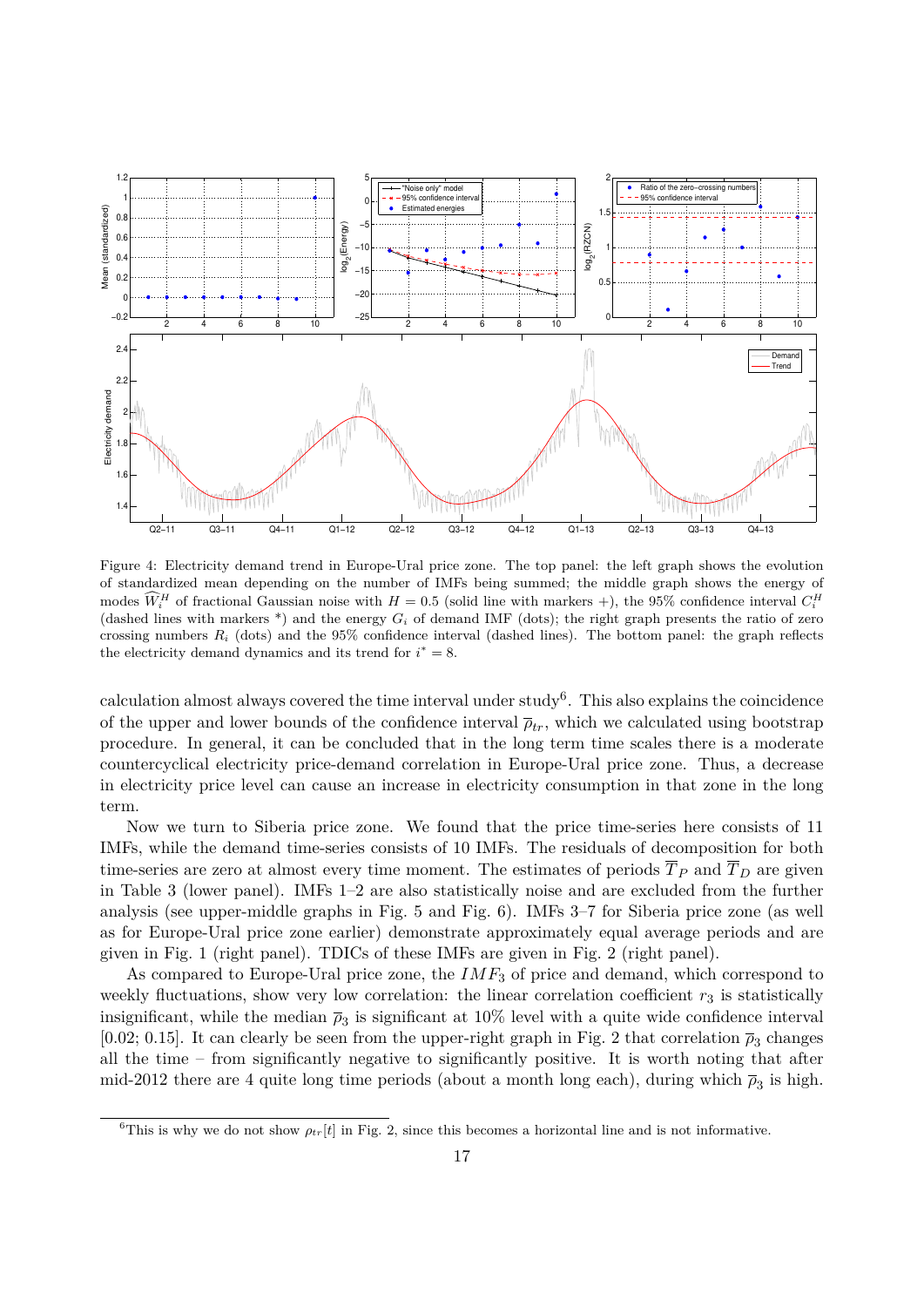Figure 4: Electricity demand trend in Europe-Ural price zone. The top panel: the left graph shows the evolution of standardized mean depending on the number of IMFs being summed; the middle graph shows the energy of modes $\widehat{W}_i^H$ of fractional Gaussian noise with $H = 0.5$ (solid line with markers +), the 95% confidence interval $C_i^H$ (dashed lines with markers *) and the energy $G_i$ of demand IMF (dots); the right graph presents the ratio of zero crossing numbers $R_i$ (dots) and the 95% confidence interval (dashed lines). The bottom panel: the graph reflects the electricity demand dynamics and its trend for $i^* = 8$.

calculation almost always covered the time interval under study[6]. This also explains the coincidence of the upper and lower bounds of the confidence interval $\overline{\rho}_{tr}$, which we calculated using bootstrap procedure. In general, it can be concluded that in the long term time scales there is a moderate countercyclical electricity price-demand correlation in Europe-Ural price zone. Thus, a decrease in electricity price level can cause an increase in electricity consumption in that zone in the long term.

Now we turn to Siberia price zone. We found that the price time-series here consists of 11 IMFs, while the demand time-series consists of 10 IMFs. The residuals of decomposition for both time-series are zero at almost every time moment. The estimates of periods $\overline{T}_P$ and $\overline{T}_D$ are given in Table 3 (lower panel). IMFs 1–2 are also statistically noise and are excluded from the further analysis (see upper-middle graphs in Fig. 5 and Fig. 6). IMFs 3–7 for Siberia price zone (as well as for Europe-Ural price zone earlier) demonstrate approximately equal average periods and are given in Fig. 1 (right panel). TDICs of these IMFs are given in Fig. 2 (right panel).

As compared to Europe-Ural price zone, the $IMF_3$ of price and demand, which correspond to weekly fluctuations, show very low correlation: the linear correlation coefficient $r_3$ is statistically insignificant, while the median $\overline{\rho}_3$ is significant at 10% level with a quite wide confidence interval [0.02; 0.15]. It can clearly be seen from the upper-right graph in Fig. 2 that correlation $\overline{\rho}_3$ changes all the time – from significantly negative to significantly positive. It is worth noting that after mid-2012 there are 4 quite long time periods (about a month long each), during which $\overline{\rho}_3$ is high.

[6] This is why we do not show $\rho_{tr}[t]$ in Fig. 2, since this becomes a horizontal line and is not informative.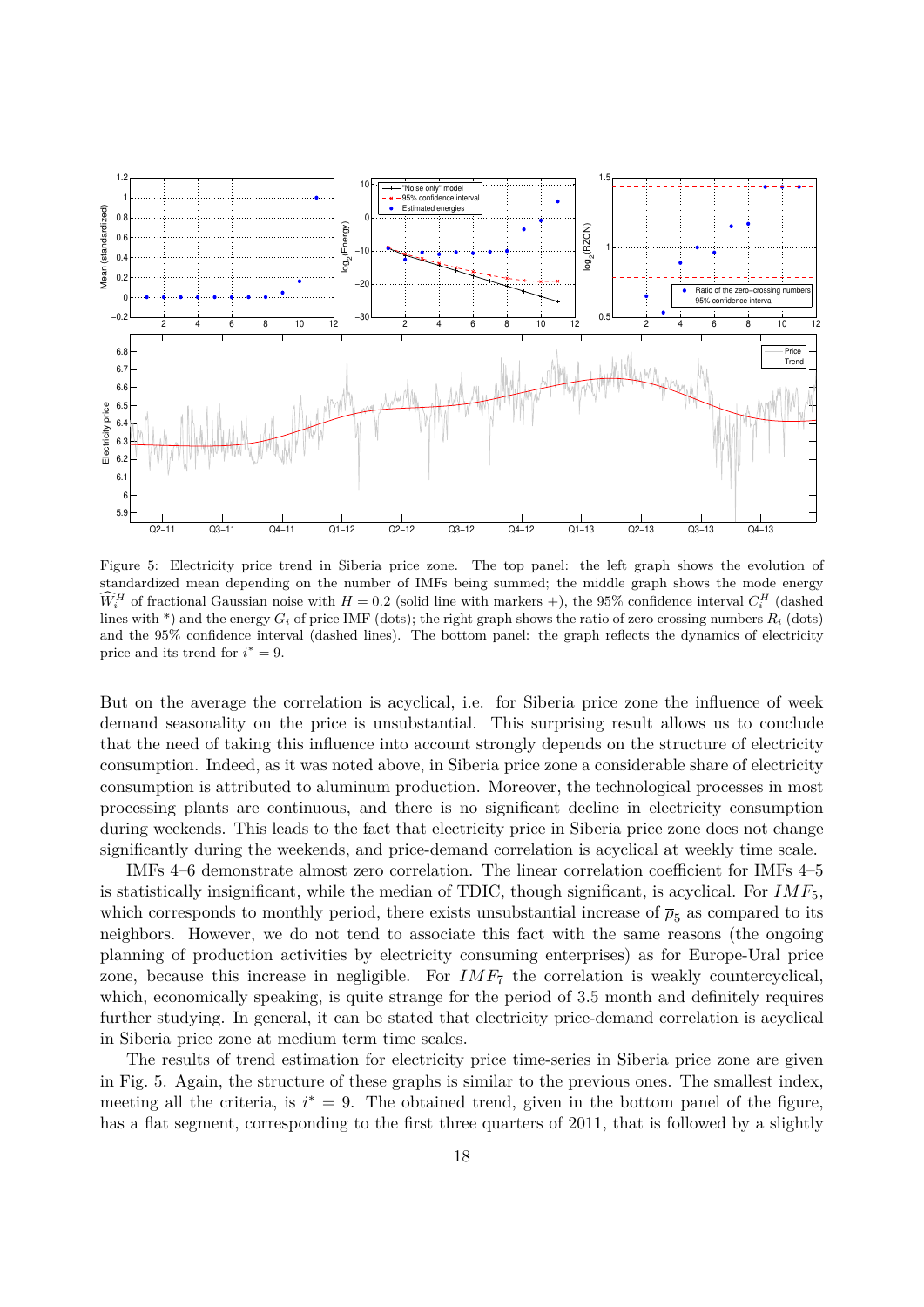Figure 5: Electricity price trend in Siberia price zone. The top panel: the left graph shows the evolution of standardized mean depending on the number of IMFs being summed; the middle graph shows the mode energy $\widehat{W}_i^H$ of fractional Gaussian noise with $H = 0.2$ (solid line with markers +), the 95% confidence interval $C_i^H$ (dashed lines with *) and the energy $G_i$ of price IMF (dots); the right graph shows the ratio of zero crossing numbers $R_i$ (dots) and the 95% confidence interval (dashed lines). The bottom panel: the graph reflects the dynamics of electricity price and its trend for $i^* = 9$.

But on the average the correlation is acyclical, i.e. for Siberia price zone the influence of week demand seasonality on the price is unsubstantial. This surprising result allows us to conclude that the need of taking this influence into account strongly depends on the structure of electricity consumption. Indeed, as it was noted above, in Siberia price zone a considerable share of electricity consumption is attributed to aluminum production. Moreover, the technological processes in most processing plants are continuous, and there is no significant decline in electricity consumption during weekends. This leads to the fact that electricity price in Siberia price zone does not change significantly during the weekends, and price-demand correlation is acyclical at weekly time scale.

IMFs 4–6 demonstrate almost zero correlation. The linear correlation coefficient for IMFs 4–5 is statistically insignificant, while the median of TDIC, though significant, is acyclical. For $IMF_5$, which corresponds to monthly period, there exists unsubstantial increase of $\overline{\rho}_5$ as compared to its neighbors. However, we do not tend to associate this fact with the same reasons (the ongoing planning of production activities by electricity consuming enterprises) as for Europe-Ural price zone, because this increase in negligible. For $IMF_7$ the correlation is weakly countercyclical, which, economically speaking, is quite strange for the period of 3.5 month and definitely requires further studying. In general, it can be stated that electricity price-demand correlation is acyclical in Siberia price zone at medium term time scales.

The results of trend estimation for electricity price time-series in Siberia price zone are given in Fig. 5. Again, the structure of these graphs is similar to the previous ones. The smallest index, meeting all the criteria, is $i^* = 9$. The obtained trend, given in the bottom panel of the figure, has a flat segment, corresponding to the first three quarters of 2011, that is followed by a slightly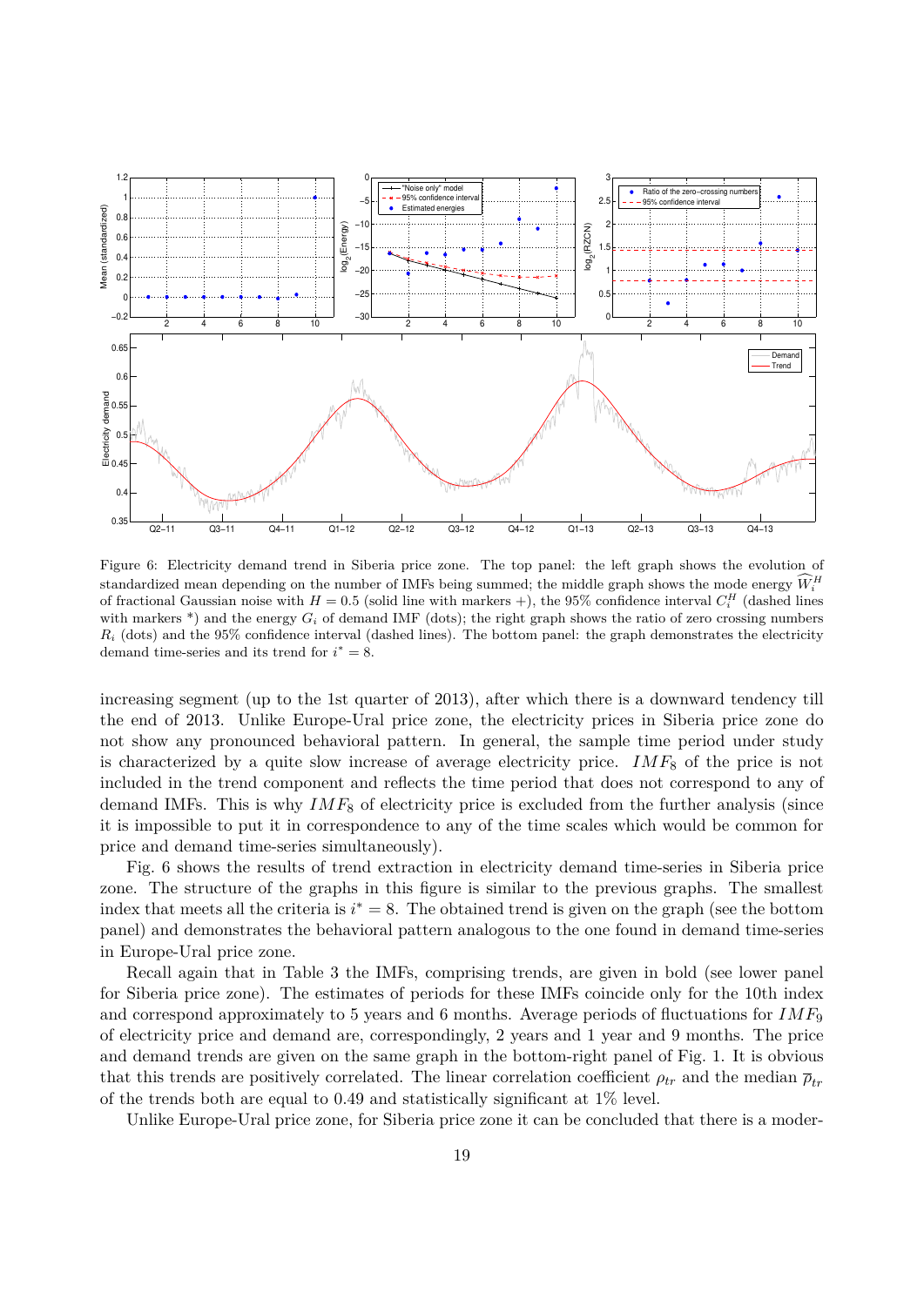Figure 6: Electricity demand trend in Siberia price zone. The top panel: the left graph shows the evolution of standardized mean depending on the number of IMFs being summed; the middle graph shows the mode energy $\widehat{W}_i^H$ of fractional Gaussian noise with $H = 0.5$ (solid line with markers +), the 95% confidence interval $C_i^H$ (dashed lines with markers *) and the energy $G_i$ of demand IMF (dots); the right graph shows the ratio of zero crossing numbers $R_i$ (dots) and the 95% confidence interval (dashed lines). The bottom panel: the graph demonstrates the electricity demand time-series and its trend for $i^* = 8$.

increasing segment (up to the 1st quarter of 2013), after which there is a downward tendency till the end of 2013. Unlike Europe-Ural price zone, the electricity prices in Siberia price zone do not show any pronounced behavioral pattern. In general, the sample time period under study is characterized by a quite slow increase of average electricity price. $IMF_8$ of the price is not included in the trend component and reflects the time period that does not correspond to any of demand IMFs. This is why $IMF_8$ of electricity price is excluded from the further analysis (since it is impossible to put it in correspondence to any of the time scales which would be common for price and demand time-series simultaneously).

Fig. 6 shows the results of trend extraction in electricity demand time-series in Siberia price zone. The structure of the graphs in this figure is similar to the previous graphs. The smallest index that meets all the criteria is $i^* = 8$. The obtained trend is given on the graph (see the bottom panel) and demonstrates the behavioral pattern analogous to the one found in demand time-series in Europe-Ural price zone.

Recall again that in Table 3 the IMFs, comprising trends, are given in bold (see lower panel for Siberia price zone). The estimates of periods for these IMFs coincide only for the 10th index and correspond approximately to 5 years and 6 months. Average periods of fluctuations for $IMF_9$ of electricity price and demand are, correspondingly, 2 years and 1 year and 9 months. The price and demand trends are given on the same graph in the bottom-right panel of Fig. 1. It is obvious that this trends are positively correlated. The linear correlation coefficient $\rho_{tr}$ and the median $\overline{\rho}_{tr}$ of the trends both are equal to 0.49 and statistically significant at 1% level.

Unlike Europe-Ural price zone, for Siberia price zone it can be concluded that there is a moder-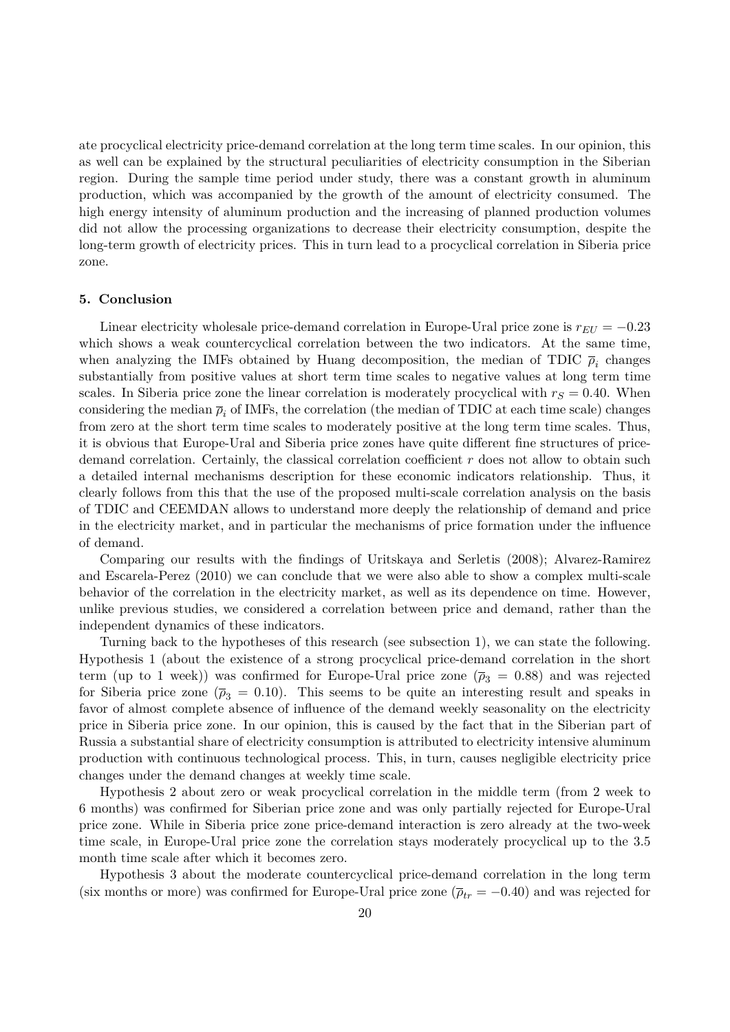ate procyclical electricity price-demand correlation at the long term time scales. In our opinion, this as well can be explained by the structural peculiarities of electricity consumption in the Siberian region. During the sample time period under study, there was a constant growth in aluminum production, which was accompanied by the growth of the amount of electricity consumed. The high energy intensity of aluminum production and the increasing of planned production volumes did not allow the processing organizations to decrease their electricity consumption, despite the long-term growth of electricity prices. This in turn lead to a procyclical correlation in Siberia price zone.

## 5. Conclusion

Linear electricity wholesale price-demand correlation in Europe-Ural price zone is $r_{EU} = -0.23$ which shows a weak countercyclical correlation between the two indicators. At the same time, when analyzing the IMFs obtained by Huang decomposition, the median of TDIC $\overline{\rho}_i$ changes substantially from positive values at short term time scales to negative values at long term time scales. In Siberia price zone the linear correlation is moderately procyclical with $r_S = 0.40$. When considering the median $\overline{\rho}_i$ of IMFs, the correlation (the median of TDIC at each time scale) changes from zero at the short term time scales to moderately positive at the long term time scales. Thus, it is obvious that Europe-Ural and Siberia price zones have quite different fine structures of price-demand correlation. Certainly, the classical correlation coefficient $r$ does not allow to obtain such a detailed internal mechanisms description for these economic indicators relationship. Thus, it clearly follows from this that the use of the proposed multi-scale correlation analysis on the basis of TDIC and CEEMDAN allows to understand more deeply the relationship of demand and price in the electricity market, and in particular the mechanisms of price formation under the influence of demand.

Comparing our results with the findings of Uritskaya and Serletis (2008); Alvarez-Ramirez and Escarela-Perez (2010) we can conclude that we were also able to show a complex multi-scale behavior of the correlation in the electricity market, as well as its dependence on time. However, unlike previous studies, we considered a correlation between price and demand, rather than the independent dynamics of these indicators.

Turning back to the hypotheses of this research (see subsection 1), we can state the following. Hypothesis 1 (about the existence of a strong procyclical price-demand correlation in the short term (up to 1 week)) was confirmed for Europe-Ural price zone ($\overline{\rho}_3 = 0.88$) and was rejected for Siberia price zone ($\overline{\rho}_3 = 0.10$). This seems to be quite an interesting result and speaks in favor of almost complete absence of influence of the demand weekly seasonality on the electricity price in Siberia price zone. In our opinion, this is caused by the fact that in the Siberian part of Russia a substantial share of electricity consumption is attributed to electricity intensive aluminum production with continuous technological process. This, in turn, causes negligible electricity price changes under the demand changes at weekly time scale.

Hypothesis 2 about zero or weak procyclical correlation in the middle term (from 2 week to 6 months) was confirmed for Siberian price zone and was only partially rejected for Europe-Ural price zone. While in Siberia price zone price-demand interaction is zero already at the two-week time scale, in Europe-Ural price zone the correlation stays moderately procyclical up to the 3.5 month time scale after which it becomes zero.

Hypothesis 3 about the moderate countercyclical price-demand correlation in the long term (six months or more) was confirmed for Europe-Ural price zone ($\overline{\rho}_{tr} = -0.40$) and was rejected for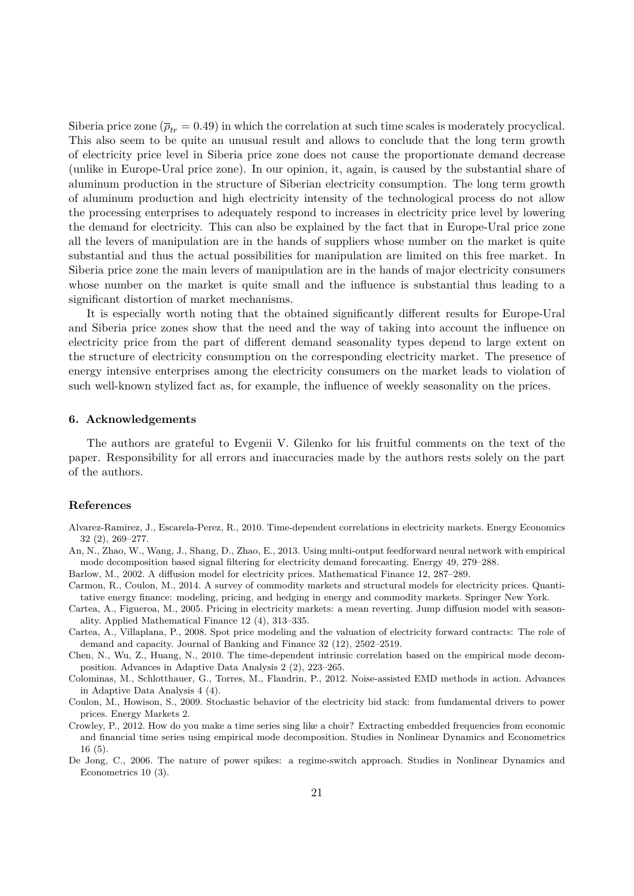Siberia price zone ($\overline{\rho}_{tr} = 0.49$) in which the correlation at such time scales is moderately procyclical. This also seem to be quite an unusual result and allows to conclude that the long term growth of electricity price level in Siberia price zone does not cause the proportionate demand decrease (unlike in Europe-Ural price zone). In our opinion, it, again, is caused by the substantial share of aluminum production in the structure of Siberian electricity consumption. The long term growth of aluminum production and high electricity intensity of the technological process do not allow the processing enterprises to adequately respond to increases in electricity price level by lowering the demand for electricity. This can also be explained by the fact that in Europe-Ural price zone all the levers of manipulation are in the hands of suppliers whose number on the market is quite substantial and thus the actual possibilities for manipulation are limited on this free market. In Siberia price zone the main levers of manipulation are in the hands of major electricity consumers whose number on the market is quite small and the influence is substantial thus leading to a significant distortion of market mechanisms.

It is especially worth noting that the obtained significantly different results for Europe-Ural and Siberia price zones show that the need and the way of taking into account the influence on electricity price from the part of different demand seasonality types depend to large extent on the structure of electricity consumption on the corresponding electricity market. The presence of energy intensive enterprises among the electricity consumers on the market leads to violation of such well-known stylized fact as, for example, the influence of weekly seasonality on the prices.

## 6. Acknowledgements

The authors are grateful to Evgenii V. Gilenko for his fruitful comments on the text of the paper. Responsibility for all errors and inaccuracies made by the authors rests solely on the part of the authors.

## References

Alvarez-Ramirez, J., Escarela-Perez, R., 2010. Time-dependent correlations in electricity markets. Energy Economics 32 (2), 269–277.

An, N., Zhao, W., Wang, J., Shang, D., Zhao, E., 2013. Using multi-output feedforward neural network with empirical mode decomposition based signal filtering for electricity demand forecasting. Energy 49, 279–288.

Barlow, M., 2002. A diffusion model for electricity prices. Mathematical Finance 12, 287–289.

Carmon, R., Coulon, M., 2014. A survey of commodity markets and structural models for electricity prices. Quantitative energy finance: modeling, pricing, and hedging in energy and commodity markets. Springer New York.

Cartea, A., Figueroa, M., 2005. Pricing in electricity markets: a mean reverting. Jump diffusion model with seasonality. Applied Mathematical Finance 12 (4), 313–335.

Cartea, A., Villaplana, P., 2008. Spot price modeling and the valuation of electricity forward contracts: The role of demand and capacity. Journal of Banking and Finance 32 (12), 2502–2519.

Chen, N., Wu, Z., Huang, N., 2010. The time-dependent intrinsic correlation based on the empirical mode decomposition. Advances in Adaptive Data Analysis 2 (2), 223–265.

Colominas, M., Schlotthauer, G., Torres, M., Flandrin, P., 2012. Noise-assisted EMD methods in action. Advances in Adaptive Data Analysis 4 (4).

Coulon, M., Howison, S., 2009. Stochastic behavior of the electricity bid stack: from fundamental drivers to power prices. Energy Markets 2.

Crowley, P., 2012. How do you make a time series sing like a choir? Extracting embedded frequencies from economic and financial time series using empirical mode decomposition. Studies in Nonlinear Dynamics and Econometrics 16 (5).

De Jong, C., 2006. The nature of power spikes: a regime-switch approach. Studies in Nonlinear Dynamics and Econometrics 10 (3).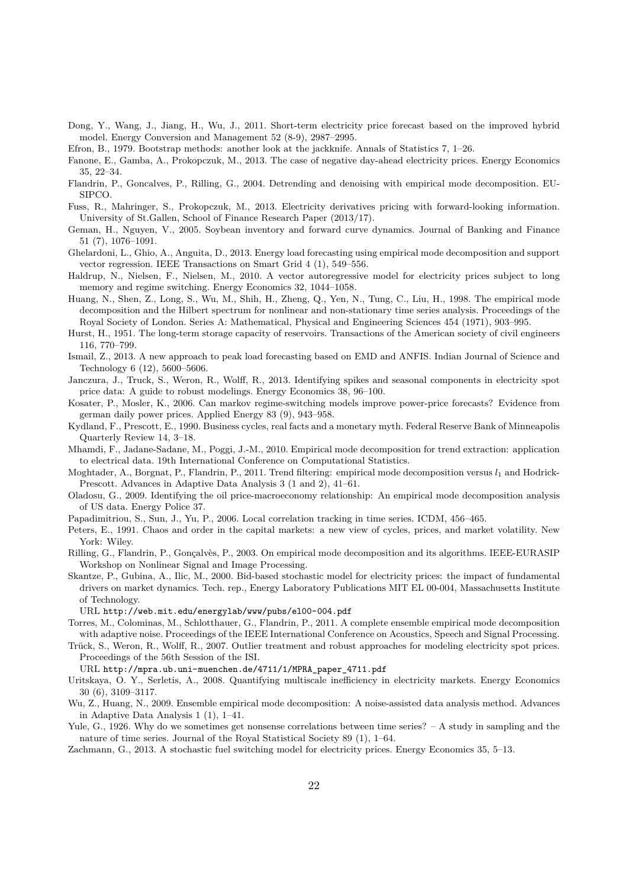Dong, Y., Wang, J., Jiang, H., Wu, J., 2011. Short-term electricity price forecast based on the improved hybrid model. Energy Conversion and Management 52 (8-9), 2987–2995.

Efron, B., 1979. Bootstrap methods: another look at the jackknife. Annals of Statistics 7, 1–26.

Fanone, E., Gamba, A., Prokopczuk, M., 2013. The case of negative day-ahead electricity prices. Energy Economics 35, 22–34.

Flandrin, P., Goncalves, P., Rilling, G., 2004. Detrending and denoising with empirical mode decomposition. EUSIPCO.

Fuss, R., Mahringer, S., Prokopczuk, M., 2013. Electricity derivatives pricing with forward-looking information. University of St.Gallen, School of Finance Research Paper (2013/17).

Geman, H., Nguyen, V., 2005. Soybean inventory and forward curve dynamics. Journal of Banking and Finance 51 (7), 1076–1091.

Ghelardoni, L., Ghio, A., Anguita, D., 2013. Energy load forecasting using empirical mode decomposition and support vector regression. IEEE Transactions on Smart Grid 4 (1), 549–556.

Haldrup, N., Nielsen, F., Nielsen, M., 2010. A vector autoregressive model for electricity prices subject to long memory and regime switching. Energy Economics 32, 1044–1058.

Huang, N., Shen, Z., Long, S., Wu, M., Shih, H., Zheng, Q., Yen, N., Tung, C., Liu, H., 1998. The empirical mode decomposition and the Hilbert spectrum for nonlinear and non-stationary time series analysis. Proceedings of the Royal Society of London. Series A: Mathematical, Physical and Engineering Sciences 454 (1971), 903–995.

Hurst, H., 1951. The long-term storage capacity of reservoirs. Transactions of the American society of civil engineers 116, 770–799.

Ismail, Z., 2013. A new approach to peak load forecasting based on EMD and ANFIS. Indian Journal of Science and Technology 6 (12), 5600–5606.

Janczura, J., Truck, S., Weron, R., Wolff, R., 2013. Identifying spikes and seasonal components in electricity spot price data: A guide to robust modelings. Energy Economics 38, 96–100.

Kosater, P., Mosler, K., 2006. Can markov regime-switching models improve power-price forecasts? Evidence from german daily power prices. Applied Energy 83 (9), 943–958.

Kydland, F., Prescott, E., 1990. Business cycles, real facts and a monetary myth. Federal Reserve Bank of Minneapolis Quarterly Review 14, 3–18.

Mhamdi, F., Jadane-Sadane, M., Poggi, J.-M., 2010. Empirical mode decomposition for trend extraction: application to electrical data. 19th International Conference on Computational Statistics.

Moghtader, A., Borgnat, P., Flandrin, P., 2011. Trend filtering: empirical mode decomposition versus $l_1$ and Hodrick-Prescott. Advances in Adaptive Data Analysis 3 (1 and 2), 41–61.

Oladosu, G., 2009. Identifying the oil price-macroeconomy relationship: An empirical mode decomposition analysis of US data. Energy Police 37.

Papadimitriou, S., Sun, J., Yu, P., 2006. Local correlation tracking in time series. ICDM, 456–465.

Peters, E., 1991. Chaos and order in the capital markets: a new view of cycles, prices, and market volatility. New York: Wiley.

Rilling, G., Flandrin, P., Gonçalvès, P., 2003. On empirical mode decomposition and its algorithms. IEEE-EURASIP Workshop on Nonlinear Signal and Image Processing.

Skantze, P., Gubina, A., Ilic, M., 2000. Bid-based stochastic model for electricity prices: the impact of fundamental drivers on market dynamics. Tech. rep., Energy Laboratory Publications MIT EL 00-004, Massachusetts Institute of Technology.
URL http://web.mit.edu/energylab/www/pubs/el00-004.pdf

Torres, M., Colominas, M., Schlotthauer, G., Flandrin, P., 2011. A complete ensemble empirical mode decomposition with adaptive noise. Proceedings of the IEEE International Conference on Acoustics, Speech and Signal Processing.

Trück, S., Weron, R., Wolff, R., 2007. Outlier treatment and robust approaches for modeling electricity spot prices. Proceedings of the 56th Session of the ISI.
URL http://mpra.ub.uni-muenchen.de/4711/1/MPRA_paper_4711.pdf

Uritskaya, O. Y., Serletis, A., 2008. Quantifying multiscale inefficiency in electricity markets. Energy Economics 30 (6), 3109–3117.

Wu, Z., Huang, N., 2009. Ensemble empirical mode decomposition: A noise-assisted data analysis method. Advances in Adaptive Data Analysis 1 (1), 1–41.

Yule, G., 1926. Why do we sometimes get nonsense correlations between time series? – A study in sampling and the nature of time series. Journal of the Royal Statistical Society 89 (1), 1–64.

Zachmann, G., 2013. A stochastic fuel switching model for electricity prices. Energy Economics 35, 5–13.